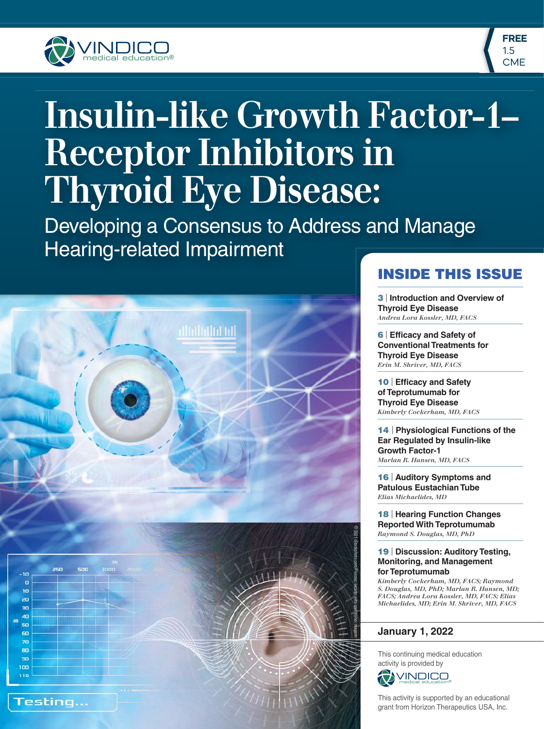VINDICO medical education®

**FREE 1.5 CME**

# Insulin-like Growth Factor-1–Receptor Inhibitors in Thyroid Eye Disease:

## Developing a Consensus to Address and Manage Hearing-related Impairment

## INSIDE THIS ISSUE

**3** | **Introduction and Overview of Thyroid Eye Disease**
*Andrea Lora Kossler, MD, FACS*

**6** | **Efficacy and Safety of Conventional Treatments for Thyroid Eye Disease**
*Erin M. Shriver, MD, FACS*

**10** | **Efficacy and Safety of Teprotumumab for Thyroid Eye Disease**
*Kimberly Cockerham, MD, FACS*

**14** | **Physiological Functions of the Ear Regulated by Insulin-like Growth Factor-1**
*Marlan R. Hansen, MD, FACS*

**16** | **Auditory Symptoms and Patulous Eustachian Tube**
*Elias Michaelides, MD*

**18** | **Hearing Function Changes Reported With Teprotumumab**
*Raymond S. Douglas, MD, PhD*

**19** | **Discussion: Auditory Testing, Monitoring, and Management for Teprotumumab**
*Kimberly Cockerham, MD, FACS; Raymond S. Douglas, MD, PhD; Marlan R. Hansen, MD; FACS; Andrea Lora Kossler, MD, FACS; Elias Michaelides, MD; Erin M. Shriver, MD, FACS*

**January 1, 2022**

This continuing medical education activity is provided by VINDICO medical education®

This activity is supported by an educational grant from Horizon Therapeutics USA, Inc.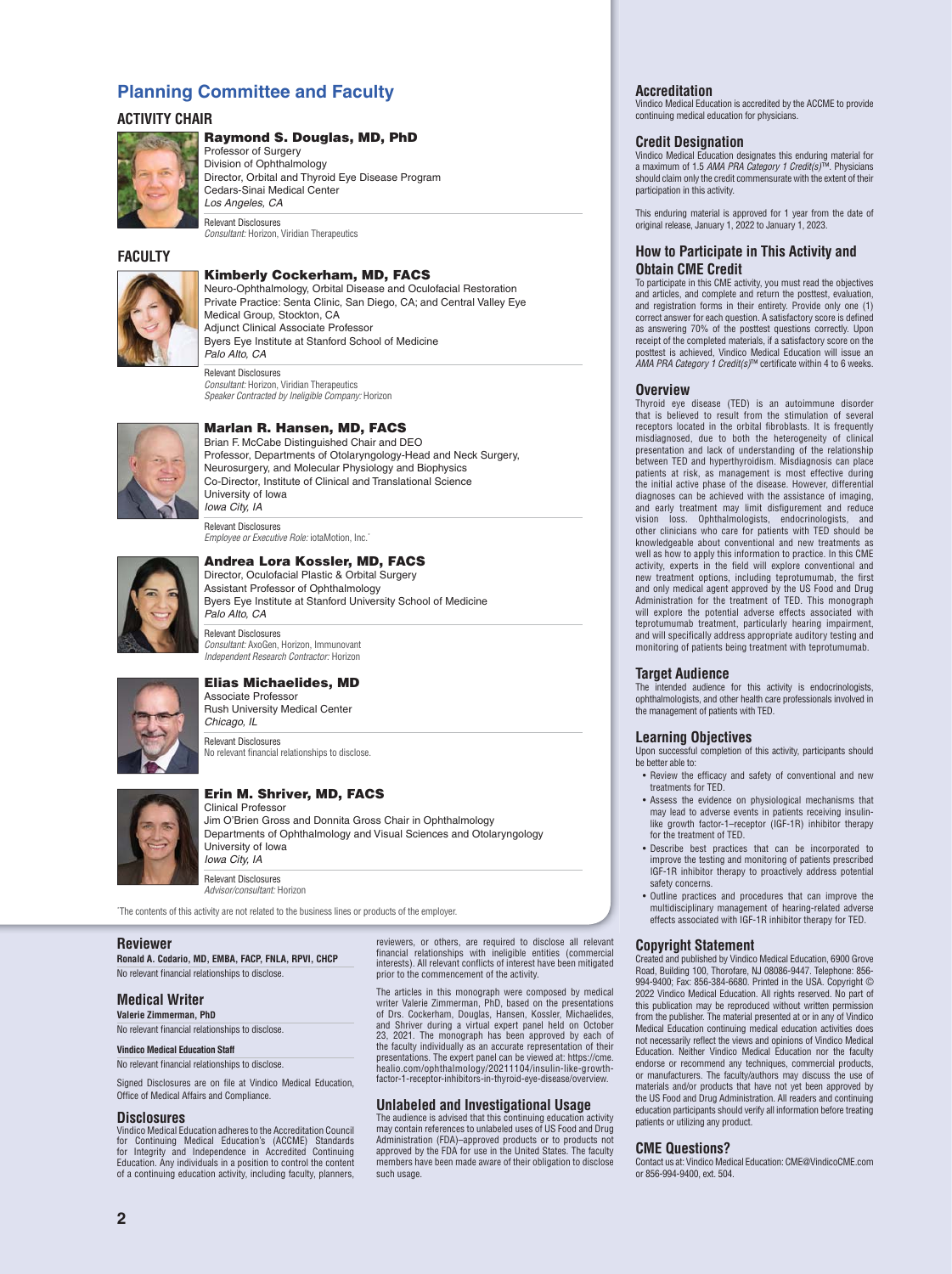## Planning Committee and Faculty

### ACTIVITY CHAIR

**Raymond S. Douglas, MD, PhD**
Professor of Surgery
Division of Ophthalmology
Director, Orbital and Thyroid Eye Disease Program
Cedars-Sinai Medical Center
*Los Angeles, CA*

Relevant Disclosures
*Consultant:* Horizon, Viridian Therapeutics

### FACULTY

**Kimberly Cockerham, MD, FACS**
Neuro-Ophthalmology, Orbital Disease and Oculofacial Restoration
Private Practice: Senta Clinic, San Diego, CA; and Central Valley Eye Medical Group, Stockton, CA
Adjunct Clinical Associate Professor
Byers Eye Institute at Stanford School of Medicine
*Palo Alto, CA*

Relevant Disclosures
*Consultant:* Horizon, Viridian Therapeutics
*Speaker Contracted by Ineligible Company:* Horizon

**Marlan R. Hansen, MD, FACS**
Brian F. McCabe Distinguished Chair and DEO
Professor, Departments of Otolaryngology-Head and Neck Surgery, Neurosurgery, and Molecular Physiology and Biophysics
Co-Director, Institute of Clinical and Translational Science
University of Iowa
*Iowa City, IA*

Relevant Disclosures
*Employee or Executive Role:* iotaMotion, Inc.*

**Andrea Lora Kossler, MD, FACS**
Director, Oculofacial Plastic & Orbital Surgery
Assistant Professor of Ophthalmology
Byers Eye Institute at Stanford University School of Medicine
*Palo Alto, CA*

Relevant Disclosures
*Consultant:* AxoGen, Horizon, Immunovant
*Independent Research Contractor:* Horizon

**Elias Michaelides, MD**
Associate Professor
Rush University Medical Center
*Chicago, IL*

Relevant Disclosures
No relevant financial relationships to disclose.

**Erin M. Shriver, MD, FACS**
Clinical Professor
Jim O'Brien Gross and Donnita Gross Chair in Ophthalmology
Departments of Ophthalmology and Visual Sciences and Otolaryngology
University of Iowa
*Iowa City, IA*

Relevant Disclosures
*Advisor/consultant:* Horizon

*The contents of this activity are not related to the business lines or products of the employer.

### Reviewer

**Ronald A. Codario, MD, EMBA, FACP, FNLA, RPVI, CHCP**
No relevant financial relationships to disclose.

### Medical Writer

**Valerie Zimmerman, PhD**
No relevant financial relationships to disclose.

**Vindico Medical Education Staff**
No relevant financial relationships to disclose.

Signed Disclosures are on file at Vindico Medical Education, Office of Medical Affairs and Compliance.

### Disclosures

Vindico Medical Education adheres to the Accreditation Council for Continuing Medical Education's (ACCME) Standards for Integrity and Independence in Accredited Continuing Education. Any individuals in a position to control the content of a continuing education activity, including faculty, planners, reviewers, or others, are required to disclose all relevant financial relationships with ineligible entities (commercial interests). All relevant conflicts of interest have been mitigated prior to the commencement of the activity.

The articles in this monograph were composed by medical writer Valerie Zimmerman, PhD, based on the presentations of Drs. Cockerham, Douglas, Hansen, Kossler, Michaelides, and Shriver during a virtual expert panel held on October 23, 2021. The monograph has been approved by each of the faculty individually as an accurate representation of their presentations. The expert panel can be viewed at: https://cme.healio.com/ophthalmology/20211104/insulin-like-growth-factor-1-receptor-inhibitors-in-thyroid-eye-disease/overview.

### Unlabeled and Investigational Usage

The audience is advised that this continuing education activity may contain references to unlabeled uses of US Food and Drug Administration (FDA)–approved products or to products not approved by the FDA for use in the United States. The faculty members have been made aware of their obligation to disclose such usage.

### Accreditation

Vindico Medical Education is accredited by the ACCME to provide continuing medical education for physicians.

### Credit Designation

Vindico Medical Education designates this enduring material for a maximum of 1.5 *AMA PRA Category 1 Credit(s)*™. Physicians should claim only the credit commensurate with the extent of their participation in this activity.

This enduring material is approved for 1 year from the date of original release, January 1, 2022 to January 1, 2023.

### How to Participate in This Activity and Obtain CME Credit

To participate in this CME activity, you must read the objectives and articles, and complete and return the posttest, evaluation, and registration forms in their entirety. Provide only one (1) correct answer for each question. A satisfactory score is defined as answering 70% of the posttest questions correctly. Upon receipt of the completed materials, if a satisfactory score on the posttest is achieved, Vindico Medical Education will issue an *AMA PRA Category 1 Credit(s)*™ certificate within 4 to 6 weeks.

### Overview

Thyroid eye disease (TED) is an autoimmune disorder that is believed to result from the stimulation of several receptors located in the orbital fibroblasts. It is frequently misdiagnosed, due to both the heterogeneity of clinical presentation and lack of understanding of the relationship between TED and hyperthyroidism. Misdiagnosis can place patients at risk, as management is most effective during the initial active phase of the disease. However, differential diagnoses can be achieved with the assistance of imaging, and early treatment may limit disfigurement and reduce vision loss. Ophthalmologists, endocrinologists, and other clinicians who care for patients with TED should be knowledgeable about conventional and new treatments as well as how to apply this information to practice. In this CME activity, experts in the field will explore conventional and new treatment options, including teprotumumab, the first and only medical agent approved by the US Food and Drug Administration for the treatment of TED. This monograph will explore the potential adverse effects associated with teprotumumab treatment, particularly hearing impairment, and will specifically address appropriate auditory testing and monitoring of patients being treatment with teprotumumab.

### Target Audience

The intended audience for this activity is endocrinologists, ophthalmologists, and other health care professionals involved in the management of patients with TED.

### Learning Objectives

Upon successful completion of this activity, participants should be better able to:

- Review the efficacy and safety of conventional and new treatments for TED.
- Assess the evidence on physiological mechanisms that may lead to adverse events in patients receiving insulin-like growth factor-1–receptor (IGF-1R) inhibitor therapy for the treatment of TED.
- Describe best practices that can be incorporated to improve the testing and monitoring of patients prescribed IGF-1R inhibitor therapy to proactively address potential safety concerns.
- Outline practices and procedures that can improve the multidisciplinary management of hearing-related adverse effects associated with IGF-1R inhibitor therapy for TED.

### Copyright Statement

Created and published by Vindico Medical Education, 6900 Grove Road, Building 100, Thorofare, NJ 08086-9447. Telephone: 856-994-9400; Fax: 856-384-6680. Printed in the USA. Copyright © 2022 Vindico Medical Education. All rights reserved. No part of this publication may be reproduced without written permission from the publisher. The material presented at or in any of Vindico Medical Education continuing medical education activities does not necessarily reflect the views and opinions of Vindico Medical Education. Neither Vindico Medical Education nor the faculty endorse or recommend any techniques, commercial products, or manufacturers. The faculty/authors may discuss the use of materials and/or products that have not yet been approved by the US Food and Drug Administration. All readers and continuing education participants should verify all information before treating patients or utilizing any product.

### CME Questions?

Contact us at: Vindico Medical Education: CME@VindicoCME.com or 856-994-9400, ext. 504.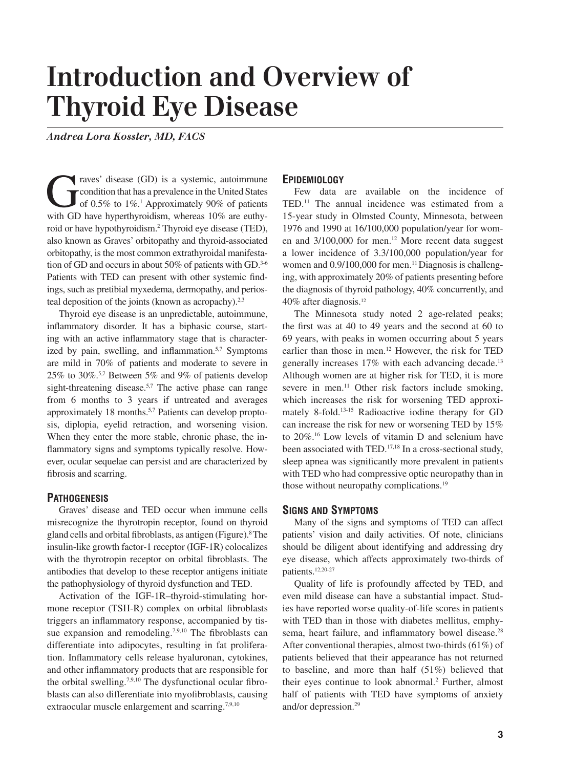# Introduction and Overview of Thyroid Eye Disease

*Andrea Lora Kossler, MD, FACS*

Graves' disease (GD) is a systemic, autoimmune condition that has a prevalence in the United States of 0.5% to 1%.[1] Approximately 90% of patients with GD have hyperthyroidism, whereas 10% are euthyroid or have hypothyroidism.[2] Thyroid eye disease (TED), also known as Graves' orbitopathy and thyroid-associated orbitopathy, is the most common extrathyroidal manifestation of GD and occurs in about 50% of patients with GD.[3-6] Patients with TED can present with other systemic findings, such as pretibial myxedema, dermopathy, and periosteal deposition of the joints (known as acropachy).[2,3]

Thyroid eye disease is an unpredictable, autoimmune, inflammatory disorder. It has a biphasic course, starting with an active inflammatory stage that is characterized by pain, swelling, and inflammation.[5,7] Symptoms are mild in 70% of patients and moderate to severe in 25% to 30%.[5,7] Between 5% and 9% of patients develop sight-threatening disease.[5,7] The active phase can range from 6 months to 3 years if untreated and averages approximately 18 months.[5,7] Patients can develop proptosis, diplopia, eyelid retraction, and worsening vision. When they enter the more stable, chronic phase, the inflammatory signs and symptoms typically resolve. However, ocular sequelae can persist and are characterized by fibrosis and scarring.

## Pathogenesis

Graves' disease and TED occur when immune cells misrecognize the thyrotropin receptor, found on thyroid gland cells and orbital fibroblasts, as antigen (Figure).[8] The insulin-like growth factor-1 receptor (IGF-1R) colocalizes with the thyrotropin receptor on orbital fibroblasts. The antibodies that develop to these receptor antigens initiate the pathophysiology of thyroid dysfunction and TED.

Activation of the IGF-1R–thyroid-stimulating hormone receptor (TSH-R) complex on orbital fibroblasts triggers an inflammatory response, accompanied by tissue expansion and remodeling.[7,9,10] The fibroblasts can differentiate into adipocytes, resulting in fat proliferation. Inflammatory cells release hyaluronan, cytokines, and other inflammatory products that are responsible for the orbital swelling.[7,9,10] The dysfunctional ocular fibroblasts can also differentiate into myofibroblasts, causing extraocular muscle enlargement and scarring.[7,9,10]

## Epidemiology

Few data are available on the incidence of TED.[11] The annual incidence was estimated from a 15-year study in Olmsted County, Minnesota, between 1976 and 1990 at 16/100,000 population/year for women and 3/100,000 for men.[12] More recent data suggest a lower incidence of 3.3/100,000 population/year for women and 0.9/100,000 for men.[11] Diagnosis is challenging, with approximately 20% of patients presenting before the diagnosis of thyroid pathology, 40% concurrently, and 40% after diagnosis.[12]

The Minnesota study noted 2 age-related peaks; the first was at 40 to 49 years and the second at 60 to 69 years, with peaks in women occurring about 5 years earlier than those in men.[12] However, the risk for TED generally increases 17% with each advancing decade.[13] Although women are at higher risk for TED, it is more severe in men.[11] Other risk factors include smoking, which increases the risk for worsening TED approximately 8-fold.[13-15] Radioactive iodine therapy for GD can increase the risk for new or worsening TED by 15% to 20%.[16] Low levels of vitamin D and selenium have been associated with TED.[17,18] In a cross-sectional study, sleep apnea was significantly more prevalent in patients with TED who had compressive optic neuropathy than in those without neuropathy complications.[19]

## Signs and Symptoms

Many of the signs and symptoms of TED can affect patients' vision and daily activities. Of note, clinicians should be diligent about identifying and addressing dry eye disease, which affects approximately two-thirds of patients.[12,20-27]

Quality of life is profoundly affected by TED, and even mild disease can have a substantial impact. Studies have reported worse quality-of-life scores in patients with TED than in those with diabetes mellitus, emphysema, heart failure, and inflammatory bowel disease.[28] After conventional therapies, almost two-thirds (61%) of patients believed that their appearance has not returned to baseline, and more than half (51%) believed that their eyes continue to look abnormal.[2] Further, almost half of patients with TED have symptoms of anxiety and/or depression.[29]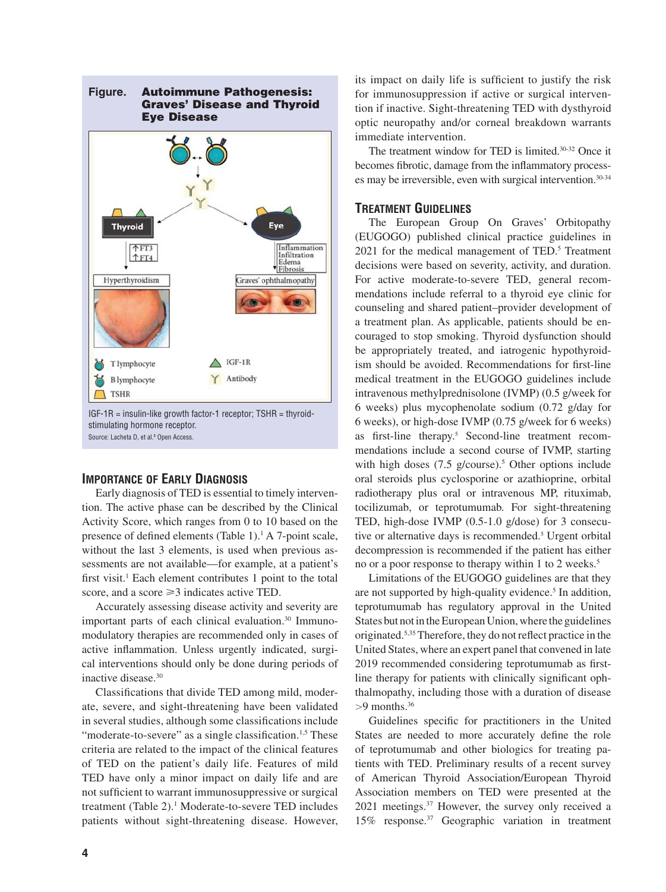**Figure. Autoimmune Pathogenesis: Graves' Disease and Thyroid Eye Disease**

IGF-1R = insulin-like growth factor-1 receptor; TSHR = thyroid-stimulating hormone receptor.
Source: Lacheta D, et al.[8] Open Access.

## Importance of Early Diagnosis

Early diagnosis of TED is essential to timely intervention. The active phase can be described by the Clinical Activity Score, which ranges from 0 to 10 based on the presence of defined elements (Table 1).[1] A 7-point scale, without the last 3 elements, is used when previous assessments are not available—for example, at a patient's first visit.[1] Each element contributes 1 point to the total score, and a score ⩾3 indicates active TED.

Accurately assessing disease activity and severity are important parts of each clinical evaluation.[30] Immunomodulatory therapies are recommended only in cases of active inflammation. Unless urgently indicated, surgical interventions should only be done during periods of inactive disease.[30]

Classifications that divide TED among mild, moderate, severe, and sight-threatening have been validated in several studies, although some classifications include "moderate-to-severe" as a single classification.[1,5] These criteria are related to the impact of the clinical features of TED on the patient's daily life. Features of mild TED have only a minor impact on daily life and are not sufficient to warrant immunosuppressive or surgical treatment (Table 2).[1] Moderate-to-severe TED includes patients without sight-threatening disease. However, its impact on daily life is sufficient to justify the risk for immunosuppression if active or surgical intervention if inactive. Sight-threatening TED with dysthyroid optic neuropathy and/or corneal breakdown warrants immediate intervention.

The treatment window for TED is limited.[30-32] Once it becomes fibrotic, damage from the inflammatory processes may be irreversible, even with surgical intervention.[30-34]

## Treatment Guidelines

The European Group On Graves' Orbitopathy (EUGOGO) published clinical practice guidelines in 2021 for the medical management of TED.[5] Treatment decisions were based on severity, activity, and duration. For active moderate-to-severe TED, general recommendations include referral to a thyroid eye clinic for counseling and shared patient–provider development of a treatment plan. As applicable, patients should be encouraged to stop smoking. Thyroid dysfunction should be appropriately treated, and iatrogenic hypothyroidism should be avoided. Recommendations for first-line medical treatment in the EUGOGO guidelines include intravenous methylprednisolone (IVMP) (0.5 g/week for 6 weeks) plus mycophenolate sodium (0.72 g/day for 6 weeks), or high-dose IVMP (0.75 g/week for 6 weeks) as first-line therapy.[5] Second-line treatment recommendations include a second course of IVMP, starting with high doses (7.5 g/course).[5] Other options include oral steroids plus cyclosporine or azathioprine, orbital radiotherapy plus oral or intravenous MP, rituximab, tocilizumab, or teprotumumab. For sight-threatening TED, high-dose IVMP (0.5-1.0 g/dose) for 3 consecutive or alternative days is recommended.[5] Urgent orbital decompression is recommended if the patient has either no or a poor response to therapy within 1 to 2 weeks.[5]

Limitations of the EUGOGO guidelines are that they are not supported by high-quality evidence.[5] In addition, teprotumumab has regulatory approval in the United States but not in the European Union, where the guidelines originated.[5,35] Therefore, they do not reflect practice in the United States, where an expert panel that convened in late 2019 recommended considering teprotumumab as first-line therapy for patients with clinically significant ophthalmopathy, including those with a duration of disease >9 months.[36]

Guidelines specific for practitioners in the United States are needed to more accurately define the role of teprotumumab and other biologics for treating patients with TED. Preliminary results of a recent survey of American Thyroid Association/European Thyroid Association members on TED were presented at the 2021 meetings.[37] However, the survey only received a 15% response.[37] Geographic variation in treatment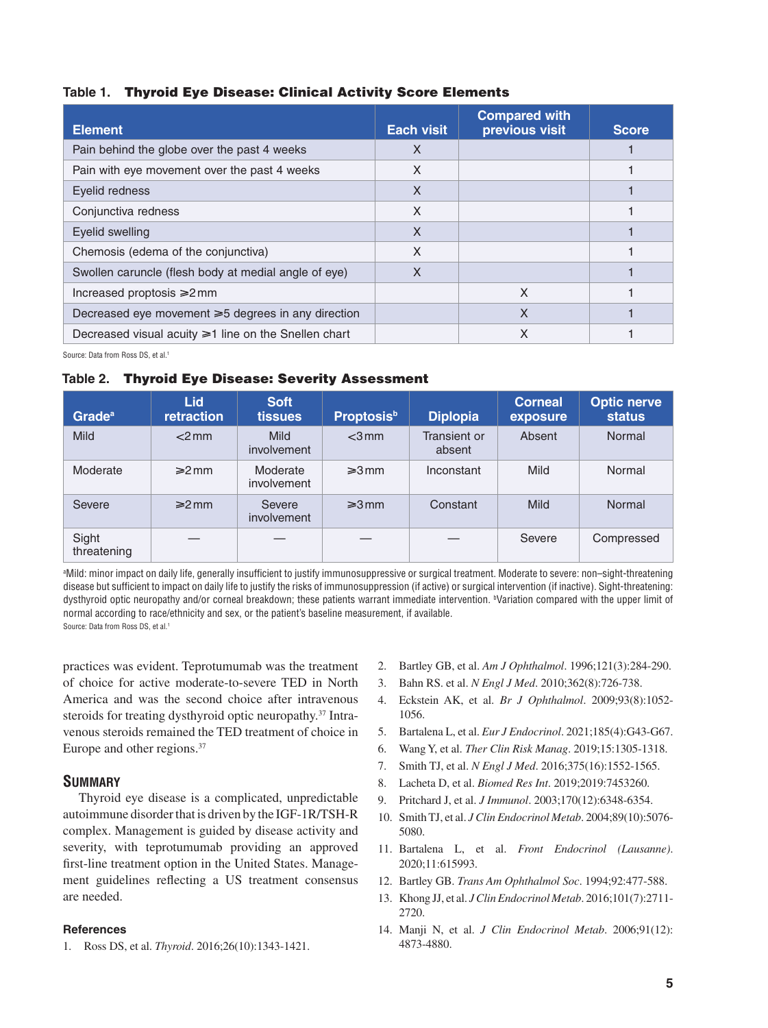**Table 1. Thyroid Eye Disease: Clinical Activity Score Elements**

| Element | Each visit | Compared with previous visit | Score |
|---|---|---|---|
| Pain behind the globe over the past 4 weeks | X | | 1 |
| Pain with eye movement over the past 4 weeks | X | | 1 |
| Eyelid redness | X | | 1 |
| Conjunctiva redness | X | | 1 |
| Eyelid swelling | X | | 1 |
| Chemosis (edema of the conjunctiva) | X | | 1 |
| Swollen caruncle (flesh body at medial angle of eye) | X | | 1 |
| Increased proptosis ⩾2 mm | | X | 1 |
| Decreased eye movement ⩾5 degrees in any direction | | X | 1 |
| Decreased visual acuity ⩾1 line on the Snellen chart | | X | 1 |

Source: Data from Ross DS, et al.[1]

**Table 2. Thyroid Eye Disease: Severity Assessment**

| Grade[a] | Lid retraction | Soft tissues | Proptosis[b] | Diplopia | Corneal exposure | Optic nerve status |
|---|---|---|---|---|---|---|
| Mild | <2 mm | Mild involvement | <3 mm | Transient or absent | Absent | Normal |
| Moderate | ⩾2 mm | Moderate involvement | ⩾3 mm | Inconstant | Mild | Normal |
| Severe | ⩾2 mm | Severe involvement | ⩾3 mm | Constant | Mild | Normal |
| Sight threatening | — | — | — | — | Severe | Compressed |

[a]Mild: minor impact on daily life, generally insufficient to justify immunosuppressive or surgical treatment. Moderate to severe: non–sight-threatening disease but sufficient to impact on daily life to justify the risks of immunosuppression (if active) or surgical intervention (if inactive). Sight-threatening: dysthyroid optic neuropathy and/or corneal breakdown; these patients warrant immediate intervention. [b]Variation compared with the upper limit of normal according to race/ethnicity and sex, or the patient's baseline measurement, if available.

Source: Data from Ross DS, et al.[1]

practices was evident. Teprotumumab was the treatment of choice for active moderate-to-severe TED in North America and was the second choice after intravenous steroids for treating dysthyroid optic neuropathy.[37] Intravenous steroids remained the TED treatment of choice in Europe and other regions.[37]

## Summary

Thyroid eye disease is a complicated, unpredictable autoimmune disorder that is driven by the IGF-1R/TSH-R complex. Management is guided by disease activity and severity, with teprotumumab providing an approved first-line treatment option in the United States. Management guidelines reflecting a US treatment consensus are needed.

### References

1. Ross DS, et al. *Thyroid*. 2016;26(10):1343-1421.
2. Bartley GB, et al. *Am J Ophthalmol*. 1996;121(3):284-290.
3. Bahn RS. et al. *N Engl J Med*. 2010;362(8):726-738.
4. Eckstein AK, et al. *Br J Ophthalmol*. 2009;93(8):1052-1056.
5. Bartalena L, et al. *Eur J Endocrinol*. 2021;185(4):G43-G67.
6. Wang Y, et al. *Ther Clin Risk Manag*. 2019;15:1305-1318.
7. Smith TJ, et al. *N Engl J Med*. 2016;375(16):1552-1565.
8. Lacheta D, et al. *Biomed Res Int*. 2019;2019:7453260.
9. Pritchard J, et al. *J Immunol*. 2003;170(12):6348-6354.
10. Smith TJ, et al. *J Clin Endocrinol Metab*. 2004;89(10):5076-5080.
11. Bartalena L, et al. *Front Endocrinol (Lausanne)*. 2020;11:615993.
12. Bartley GB. *Trans Am Ophthalmol Soc*. 1994;92:477-588.
13. Khong JJ, et al. *J Clin Endocrinol Metab*. 2016;101(7):2711-2720.
14. Manji N, et al. *J Clin Endocrinol Metab*. 2006;91(12):4873-4880.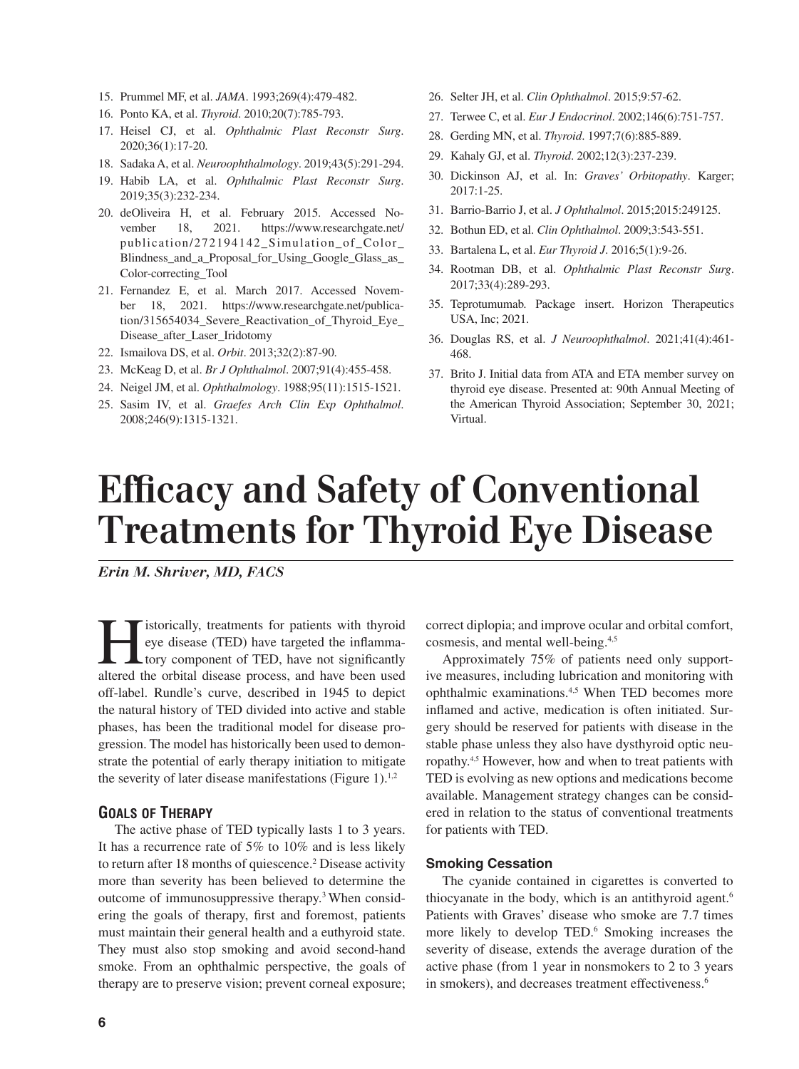15. Prummel MF, et al. *JAMA*. 1993;269(4):479-482.
16. Ponto KA, et al. *Thyroid*. 2010;20(7):785-793.
17. Heisel CJ, et al. *Ophthalmic Plast Reconstr Surg*. 2020;36(1):17-20.
18. Sadaka A, et al. *Neuroophthalmology*. 2019;43(5):291-294.
19. Habib LA, et al. *Ophthalmic Plast Reconstr Surg*. 2019;35(3):232-234.
20. deOliveira H, et al. February 2015. Accessed November 18, 2021. https://www.researchgate.net/publication/272194142_Simulation_of_Color_Blindness_and_a_Proposal_for_Using_Google_Glass_as_Color-correcting_Tool
21. Fernandez E, et al. March 2017. Accessed November 18, 2021. https://www.researchgate.net/publication/315654034_Severe_Reactivation_of_Thyroid_Eye_Disease_after_Laser_Iridotomy
22. Ismailova DS, et al. *Orbit*. 2013;32(2):87-90.
23. McKeag D, et al. *Br J Ophthalmol*. 2007;91(4):455-458.
24. Neigel JM, et al. *Ophthalmology*. 1988;95(11):1515-1521.
25. Sasim IV, et al. *Graefes Arch Clin Exp Ophthalmol*. 2008;246(9):1315-1321.
26. Selter JH, et al. *Clin Ophthalmol*. 2015;9:57-62.
27. Terwee C, et al. *Eur J Endocrinol*. 2002;146(6):751-757.
28. Gerding MN, et al. *Thyroid*. 1997;7(6):885-889.
29. Kahaly GJ, et al. *Thyroid*. 2002;12(3):237-239.
30. Dickinson AJ, et al. In: *Graves' Orbitopathy*. Karger; 2017:1-25.
31. Barrio-Barrio J, et al. *J Ophthalmol*. 2015;2015:249125.
32. Bothun ED, et al. *Clin Ophthalmol*. 2009;3:543-551.
33. Bartalena L, et al. *Eur Thyroid J*. 2016;5(1):9-26.
34. Rootman DB, et al. *Ophthalmic Plast Reconstr Surg*. 2017;33(4):289-293.
35. Teprotumumab. Package insert. Horizon Therapeutics USA, Inc; 2021.
36. Douglas RS, et al. *J Neuroophthalmol*. 2021;41(4):461-468.
37. Brito J. Initial data from ATA and ETA member survey on thyroid eye disease. Presented at: 90th Annual Meeting of the American Thyroid Association; September 30, 2021; Virtual.

# Efficacy and Safety of Conventional Treatments for Thyroid Eye Disease

***Erin M. Shriver, MD, FACS***

Historically, treatments for patients with thyroid eye disease (TED) have targeted the inflammatory component of TED, have not significantly altered the orbital disease process, and have been used off-label. Rundle's curve, described in 1945 to depict the natural history of TED divided into active and stable phases, has been the traditional model for disease progression. The model has historically been used to demonstrate the potential of early therapy initiation to mitigate the severity of later disease manifestations (Figure 1).[1,2]

## Goals of Therapy

The active phase of TED typically lasts 1 to 3 years. It has a recurrence rate of 5% to 10% and is less likely to return after 18 months of quiescence.[2] Disease activity more than severity has been believed to determine the outcome of immunosuppressive therapy.[3] When considering the goals of therapy, first and foremost, patients must maintain their general health and a euthyroid state. They must also stop smoking and avoid second-hand smoke. From an ophthalmic perspective, the goals of therapy are to preserve vision; prevent corneal exposure; correct diplopia; and improve ocular and orbital comfort, cosmesis, and mental well-being.[4,5]

Approximately 75% of patients need only supportive measures, including lubrication and monitoring with ophthalmic examinations.[4,5] When TED becomes more inflamed and active, medication is often initiated. Surgery should be reserved for patients with disease in the stable phase unless they also have dysthyroid optic neuropathy.[4,5] However, how and when to treat patients with TED is evolving as new options and medications become available. Management strategy changes can be considered in relation to the status of conventional treatments for patients with TED.

### Smoking Cessation

The cyanide contained in cigarettes is converted to thiocyanate in the body, which is an antithyroid agent.[6] Patients with Graves' disease who smoke are 7.7 times more likely to develop TED.[6] Smoking increases the severity of disease, extends the average duration of the active phase (from 1 year in nonsmokers to 2 to 3 years in smokers), and decreases treatment effectiveness.[6]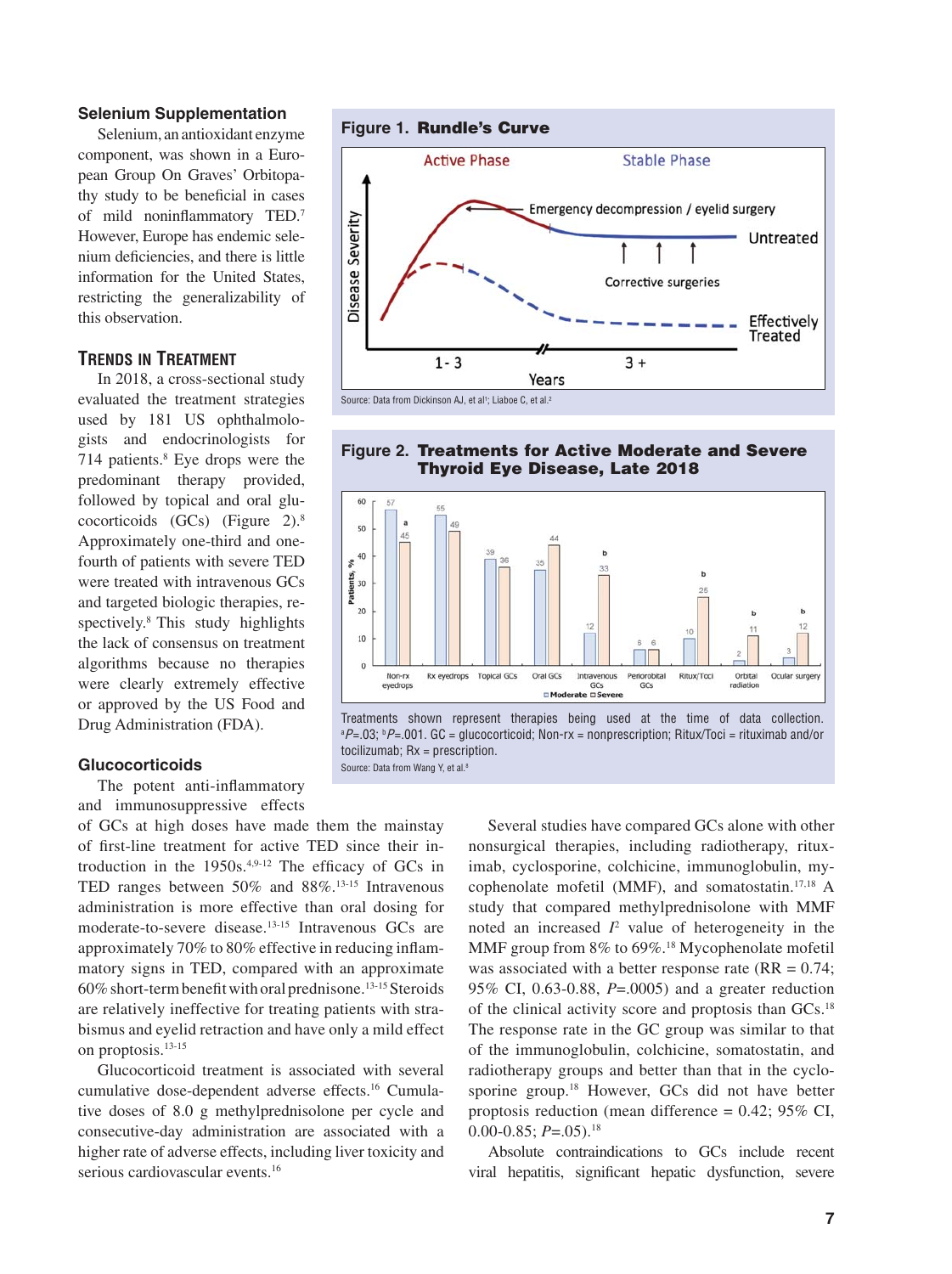### Selenium Supplementation

Selenium, an antioxidant enzyme component, was shown in a European Group On Graves' Orbitopathy study to be beneficial in cases of mild noninflammatory TED.[7] However, Europe has endemic selenium deficiencies, and there is little information for the United States, restricting the generalizability of this observation.

## Trends in Treatment

In 2018, a cross-sectional study evaluated the treatment strategies used by 181 US ophthalmologists and endocrinologists for 714 patients.[8] Eye drops were the predominant therapy provided, followed by topical and oral glucocorticoids (GCs) (Figure 2).[8] Approximately one-third and one-fourth of patients with severe TED were treated with intravenous GCs and targeted biologic therapies, respectively.[8] This study highlights the lack of consensus on treatment algorithms because no therapies were clearly extremely effective or approved by the US Food and Drug Administration (FDA).

**Figure 1. Rundle's Curve**

Source: Data from Dickinson AJ, et al[1]; Liaboe C, et al.[2]

**Figure 2. Treatments for Active Moderate and Severe Thyroid Eye Disease, Late 2018**

| Treatment | Moderate (%) | Severe (%) |
|---|---|---|
| Non-rx eyedrops | 57 | 45[a] |
| Rx eyedrops | 55 | 49 |
| Topical GCs | 39 | 36 |
| Oral GCs | 35 | 44 |
| Intravenous GCs | 12 | 33[b] |
| Periorbital GCs | 6 | 6 |
| Ritux/Toci | 10 | 25[b] |
| Orbital radiation | 2 | 11[b] |
| Ocular surgery | 3 | 12[b] |

Treatments shown represent therapies being used at the time of data collection. [a]$P$=.03; [b]$P$=.001. GC = glucocorticoid; Non-rx = nonprescription; Ritux/Toci = rituximab and/or tocilizumab; Rx = prescription.

Source: Data from Wang Y, et al.[8]

### Glucocorticoids

The potent anti-inflammatory and immunosuppressive effects of GCs at high doses have made them the mainstay of first-line treatment for active TED since their introduction in the 1950s.[4,9-12] The efficacy of GCs in TED ranges between 50% and 88%.[13-15] Intravenous administration is more effective than oral dosing for moderate-to-severe disease.[13-15] Intravenous GCs are approximately 70% to 80% effective in reducing inflammatory signs in TED, compared with an approximate 60% short-term benefit with oral prednisone.[13-15] Steroids are relatively ineffective for treating patients with strabismus and eyelid retraction and have only a mild effect on proptosis.[13-15]

Glucocorticoid treatment is associated with several cumulative dose-dependent adverse effects.[16] Cumulative doses of 8.0 g methylprednisolone per cycle and consecutive-day administration are associated with a higher rate of adverse effects, including liver toxicity and serious cardiovascular events.[16]

Several studies have compared GCs alone with other nonsurgical therapies, including radiotherapy, rituximab, cyclosporine, colchicine, immunoglobulin, mycophenolate mofetil (MMF), and somatostatin.[17,18] A study that compared methylprednisolone with MMF noted an increased $I^2$ value of heterogeneity in the MMF group from 8% to 69%.[18] Mycophenolate mofetil was associated with a better response rate (RR = 0.74; 95% CI, 0.63-0.88, $P$=.0005) and a greater reduction of the clinical activity score and proptosis than GCs.[18] The response rate in the GC group was similar to that of the immunoglobulin, colchicine, somatostatin, and radiotherapy groups and better than that in the cyclosporine group.[18] However, GCs did not have better proptosis reduction (mean difference = 0.42; 95% CI, 0.00-0.85; $P$=.05).[18]

Absolute contraindications to GCs include recent viral hepatitis, significant hepatic dysfunction, severe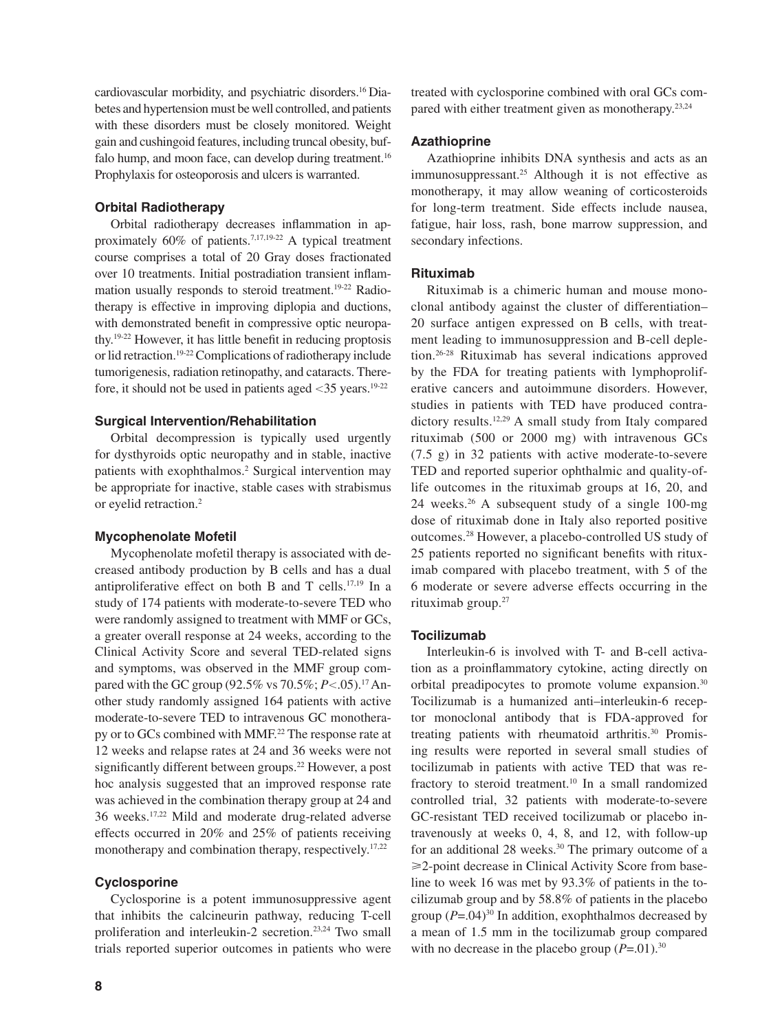cardiovascular morbidity, and psychiatric disorders.[16] Diabetes and hypertension must be well controlled, and patients with these disorders must be closely monitored. Weight gain and cushingoid features, including truncal obesity, buffalo hump, and moon face, can develop during treatment.[16] Prophylaxis for osteoporosis and ulcers is warranted.

### Orbital Radiotherapy

Orbital radiotherapy decreases inflammation in approximately 60% of patients.[7,17,19-22] A typical treatment course comprises a total of 20 Gray doses fractionated over 10 treatments. Initial postradiation transient inflammation usually responds to steroid treatment.[19-22] Radiotherapy is effective in improving diplopia and ductions, with demonstrated benefit in compressive optic neuropathy.[19-22] However, it has little benefit in reducing proptosis or lid retraction.[19-22] Complications of radiotherapy include tumorigenesis, radiation retinopathy, and cataracts. Therefore, it should not be used in patients aged <35 years.[19-22]

### Surgical Intervention/Rehabilitation

Orbital decompression is typically used urgently for dysthyroids optic neuropathy and in stable, inactive patients with exophthalmos.[2] Surgical intervention may be appropriate for inactive, stable cases with strabismus or eyelid retraction.[2]

### Mycophenolate Mofetil

Mycophenolate mofetil therapy is associated with decreased antibody production by B cells and has a dual antiproliferative effect on both B and T cells.[17,19] In a study of 174 patients with moderate-to-severe TED who were randomly assigned to treatment with MMF or GCs, a greater overall response at 24 weeks, according to the Clinical Activity Score and several TED-related signs and symptoms, was observed in the MMF group compared with the GC group (92.5% vs 70.5%; $P<.05$).[17] Another study randomly assigned 164 patients with active moderate-to-severe TED to intravenous GC monotherapy or to GCs combined with MMF.[22] The response rate at 12 weeks and relapse rates at 24 and 36 weeks were not significantly different between groups.[22] However, a post hoc analysis suggested that an improved response rate was achieved in the combination therapy group at 24 and 36 weeks.[17,22] Mild and moderate drug-related adverse effects occurred in 20% and 25% of patients receiving monotherapy and combination therapy, respectively.[17,22]

### Cyclosporine

Cyclosporine is a potent immunosuppressive agent that inhibits the calcineurin pathway, reducing T-cell proliferation and interleukin-2 secretion.[23,24] Two small trials reported superior outcomes in patients who were treated with cyclosporine combined with oral GCs compared with either treatment given as monotherapy.[23,24]

### Azathioprine

Azathioprine inhibits DNA synthesis and acts as an immunosuppressant.[25] Although it is not effective as monotherapy, it may allow weaning of corticosteroids for long-term treatment. Side effects include nausea, fatigue, hair loss, rash, bone marrow suppression, and secondary infections.

### Rituximab

Rituximab is a chimeric human and mouse monoclonal antibody against the cluster of differentiation–20 surface antigen expressed on B cells, with treatment leading to immunosuppression and B-cell depletion.[26-28] Rituximab has several indications approved by the FDA for treating patients with lymphoproliferative cancers and autoimmune disorders. However, studies in patients with TED have produced contradictory results.[12,29] A small study from Italy compared rituximab (500 or 2000 mg) with intravenous GCs (7.5 g) in 32 patients with active moderate-to-severe TED and reported superior ophthalmic and quality-of-life outcomes in the rituximab groups at 16, 20, and 24 weeks.[26] A subsequent study of a single 100-mg dose of rituximab done in Italy also reported positive outcomes.[28] However, a placebo-controlled US study of 25 patients reported no significant benefits with rituximab compared with placebo treatment, with 5 of the 6 moderate or severe adverse effects occurring in the rituximab group.[27]

### Tocilizumab

Interleukin-6 is involved with T- and B-cell activation as a proinflammatory cytokine, acting directly on orbital preadipocytes to promote volume expansion.[30] Tocilizumab is a humanized anti–interleukin-6 receptor monoclonal antibody that is FDA-approved for treating patients with rheumatoid arthritis.[30] Promising results were reported in several small studies of tocilizumab in patients with active TED that was refractory to steroid treatment.[10] In a small randomized controlled trial, 32 patients with moderate-to-severe GC-resistant TED received tocilizumab or placebo intravenously at weeks 0, 4, 8, and 12, with follow-up for an additional 28 weeks.[30] The primary outcome of a ⩾2-point decrease in Clinical Activity Score from baseline to week 16 was met by 93.3% of patients in the tocilizumab group and by 58.8% of patients in the placebo group ($P=.04$)[30] In addition, exophthalmos decreased by a mean of 1.5 mm in the tocilizumab group compared with no decrease in the placebo group ($P=.01$).[30]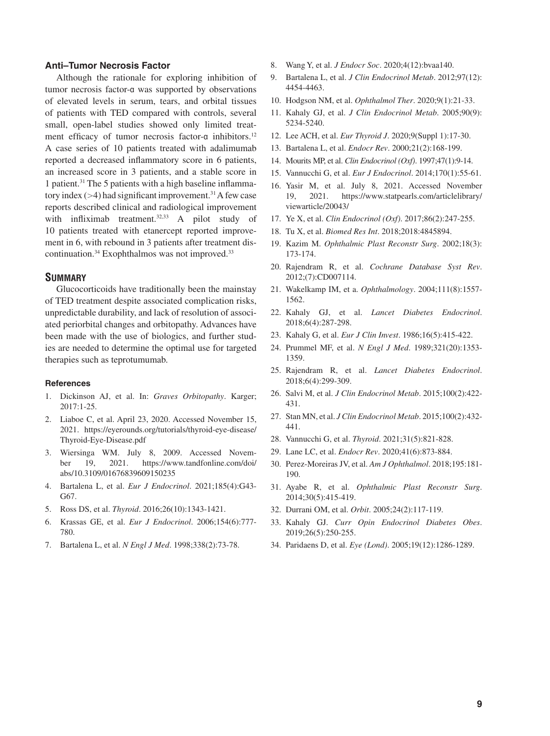### Anti–Tumor Necrosis Factor

Although the rationale for exploring inhibition of tumor necrosis factor-α was supported by observations of elevated levels in serum, tears, and orbital tissues of patients with TED compared with controls, several small, open-label studies showed only limited treatment efficacy of tumor necrosis factor-α inhibitors.[12] A case series of 10 patients treated with adalimumab reported a decreased inflammatory score in 6 patients, an increased score in 3 patients, and a stable score in 1 patient.[31] The 5 patients with a high baseline inflammatory index (>4) had significant improvement.[31] A few case reports described clinical and radiological improvement with infliximab treatment.[32,33] A pilot study of 10 patients treated with etanercept reported improvement in 6, with rebound in 3 patients after treatment discontinuation.[34] Exophthalmos was not improved.[33]

## Summary

Glucocorticoids have traditionally been the mainstay of TED treatment despite associated complication risks, unpredictable durability, and lack of resolution of associated periorbital changes and orbitopathy. Advances have been made with the use of biologics, and further studies are needed to determine the optimal use for targeted therapies such as teprotumumab.

### References

1. Dickinson AJ, et al. In: *Graves Orbitopathy*. Karger; 2017:1-25.
2. Liaboe C, et al. April 23, 2020. Accessed November 15, 2021. https://eyerounds.org/tutorials/thyroid-eye-disease/Thyroid-Eye-Disease.pdf
3. Wiersinga WM. July 8, 2009. Accessed November 19, 2021. https://www.tandfonline.com/doi/abs/10.3109/01676839609150235
4. Bartalena L, et al. *Eur J Endocrinol*. 2021;185(4):G43-G67.
5. Ross DS, et al. *Thyroid*. 2016;26(10):1343-1421.
6. Krassas GE, et al. *Eur J Endocrinol*. 2006;154(6):777-780.
7. Bartalena L, et al. *N Engl J Med*. 1998;338(2):73-78.
8. Wang Y, et al. *J Endocr Soc*. 2020;4(12):bvaa140.
9. Bartalena L, et al. *J Clin Endocrinol Metab*. 2012;97(12):4454-4463.
10. Hodgson NM, et al. *Ophthalmol Ther*. 2020;9(1):21-33.
11. Kahaly GJ, et al. *J Clin Endocrinol Metab*. 2005;90(9):5234-5240.
12. Lee ACH, et al. *Eur Thyroid J*. 2020;9(Suppl 1):17-30.
13. Bartalena L, et al. *Endocr Rev*. 2000;21(2):168-199.
14. Mourits MP, et al. *Clin Endocrinol (Oxf)*. 1997;47(1):9-14.
15. Vannucchi G, et al. *Eur J Endocrinol*. 2014;170(1):55-61.
16. Yasir M, et al. July 8, 2021. Accessed November 19, 2021. https://www.statpearls.com/articlelibrary/viewarticle/20043/
17. Ye X, et al. *Clin Endocrinol (Oxf)*. 2017;86(2):247-255.
18. Tu X, et al. *Biomed Res Int*. 2018;2018:4845894.
19. Kazim M. *Ophthalmic Plast Reconstr Surg*. 2002;18(3):173-174.
20. Rajendram R, et al. *Cochrane Database Syst Rev*. 2012;(7):CD007114.
21. Wakelkamp IM, et a. *Ophthalmology*. 2004;111(8):1557-1562.
22. Kahaly GJ, et al. *Lancet Diabetes Endocrinol*. 2018;6(4):287-298.
23. Kahaly G, et al. *Eur J Clin Invest*. 1986;16(5):415-422.
24. Prummel MF, et al. *N Engl J Med*. 1989;321(20):1353-1359.
25. Rajendram R, et al. *Lancet Diabetes Endocrinol*. 2018;6(4):299-309.
26. Salvi M, et al. *J Clin Endocrinol Metab*. 2015;100(2):422-431.
27. Stan MN, et al. *J Clin Endocrinol Metab*. 2015;100(2):432-441.
28. Vannucchi G, et al. *Thyroid*. 2021;31(5):821-828.
29. Lane LC, et al. *Endocr Rev*. 2020;41(6):873-884.
30. Perez-Moreiras JV, et al. *Am J Ophthalmol*. 2018;195:181-190.
31. Ayabe R, et al. *Ophthalmic Plast Reconstr Surg*. 2014;30(5):415-419.
32. Durrani OM, et al. *Orbit*. 2005;24(2):117-119.
33. Kahaly GJ. *Curr Opin Endocrinol Diabetes Obes*. 2019;26(5):250-255.
34. Paridaens D, et al. *Eye (Lond)*. 2005;19(12):1286-1289.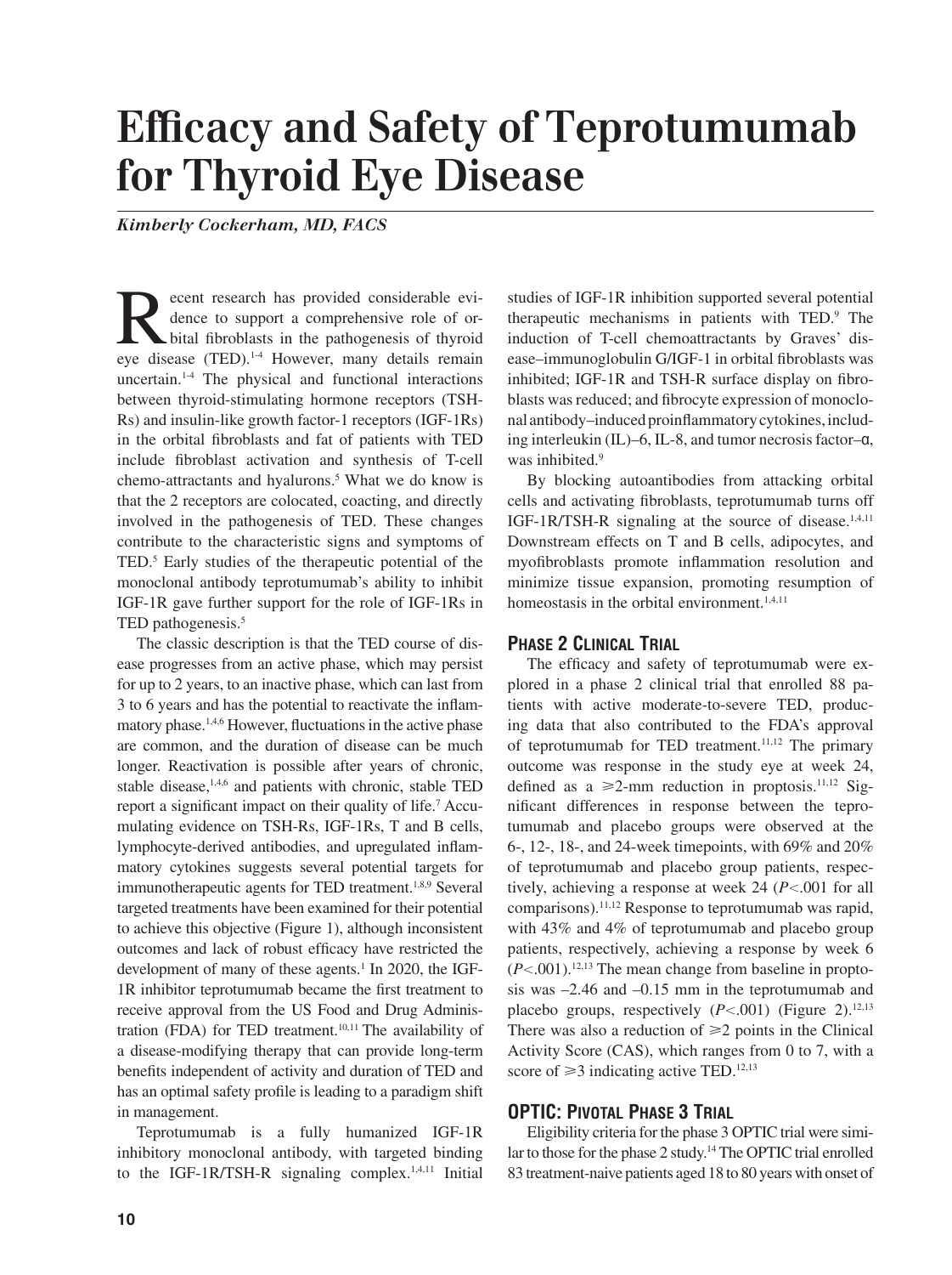# Efficacy and Safety of Teprotumumab for Thyroid Eye Disease

***Kimberly Cockerham, MD, FACS***

Recent research has provided considerable evidence to support a comprehensive role of orbital fibroblasts in the pathogenesis of thyroid eye disease (TED).[1-4] However, many details remain uncertain.[1-4] The physical and functional interactions between thyroid-stimulating hormone receptors (TSH-Rs) and insulin-like growth factor-1 receptors (IGF-1Rs) in the orbital fibroblasts and fat of patients with TED include fibroblast activation and synthesis of T-cell chemo-attractants and hyalurons.[5] What we do know is that the 2 receptors are colocated, coacting, and directly involved in the pathogenesis of TED. These changes contribute to the characteristic signs and symptoms of TED.[5] Early studies of the therapeutic potential of the monoclonal antibody teprotumumab's ability to inhibit IGF-1R gave further support for the role of IGF-1Rs in TED pathogenesis.[5]

The classic description is that the TED course of disease progresses from an active phase, which may persist for up to 2 years, to an inactive phase, which can last from 3 to 6 years and has the potential to reactivate the inflammatory phase.[1,4,6] However, fluctuations in the active phase are common, and the duration of disease can be much longer. Reactivation is possible after years of chronic, stable disease,[1,4,6] and patients with chronic, stable TED report a significant impact on their quality of life.[7] Accumulating evidence on TSH-Rs, IGF-1Rs, T and B cells, lymphocyte-derived antibodies, and upregulated inflammatory cytokines suggests several potential targets for immunotherapeutic agents for TED treatment.[1,8,9] Several targeted treatments have been examined for their potential to achieve this objective (Figure 1), although inconsistent outcomes and lack of robust efficacy have restricted the development of many of these agents.[1] In 2020, the IGF-1R inhibitor teprotumumab became the first treatment to receive approval from the US Food and Drug Administration (FDA) for TED treatment.[10,11] The availability of a disease-modifying therapy that can provide long-term benefits independent of activity and duration of TED and has an optimal safety profile is leading to a paradigm shift in management.

Teprotumumab is a fully humanized IGF-1R inhibitory monoclonal antibody, with targeted binding to the IGF-1R/TSH-R signaling complex.[1,4,11] Initial studies of IGF-1R inhibition supported several potential therapeutic mechanisms in patients with TED.[9] The induction of T-cell chemoattractants by Graves' disease–immunoglobulin G/IGF-1 in orbital fibroblasts was inhibited; IGF-1R and TSH-R surface display on fibroblasts was reduced; and fibrocyte expression of monoclonal antibody–induced proinflammatory cytokines, including interleukin (IL)–6, IL-8, and tumor necrosis factor–α, was inhibited.[9]

By blocking autoantibodies from attacking orbital cells and activating fibroblasts, teprotumumab turns off IGF-1R/TSH-R signaling at the source of disease.[1,4,11] Downstream effects on T and B cells, adipocytes, and myofibroblasts promote inflammation resolution and minimize tissue expansion, promoting resumption of homeostasis in the orbital environment.[1,4,11]

## Phase 2 Clinical Trial

The efficacy and safety of teprotumumab were explored in a phase 2 clinical trial that enrolled 88 patients with active moderate-to-severe TED, producing data that also contributed to the FDA's approval of teprotumumab for TED treatment.[11,12] The primary outcome was response in the study eye at week 24, defined as a $\geq$2-mm reduction in proptosis.[11,12] Significant differences in response between the teprotumumab and placebo groups were observed at the 6-, 12-, 18-, and 24-week timepoints, with 69% and 20% of teprotumumab and placebo group patients, respectively, achieving a response at week 24 ($P<.001$ for all comparisons).[11,12] Response to teprotumumab was rapid, with 43% and 4% of teprotumumab and placebo group patients, respectively, achieving a response by week 6 ($P<.001$).[12,13] The mean change from baseline in proptosis was –2.46 and –0.15 mm in the teprotumumab and placebo groups, respectively ($P<.001$) (Figure 2).[12,13] There was also a reduction of $\geq$2 points in the Clinical Activity Score (CAS), which ranges from 0 to 7, with a score of $\geq$3 indicating active TED.[12,13]

## OPTIC: Pivotal Phase 3 Trial

Eligibility criteria for the phase 3 OPTIC trial were similar to those for the phase 2 study.[14] The OPTIC trial enrolled 83 treatment-naive patients aged 18 to 80 years with onset of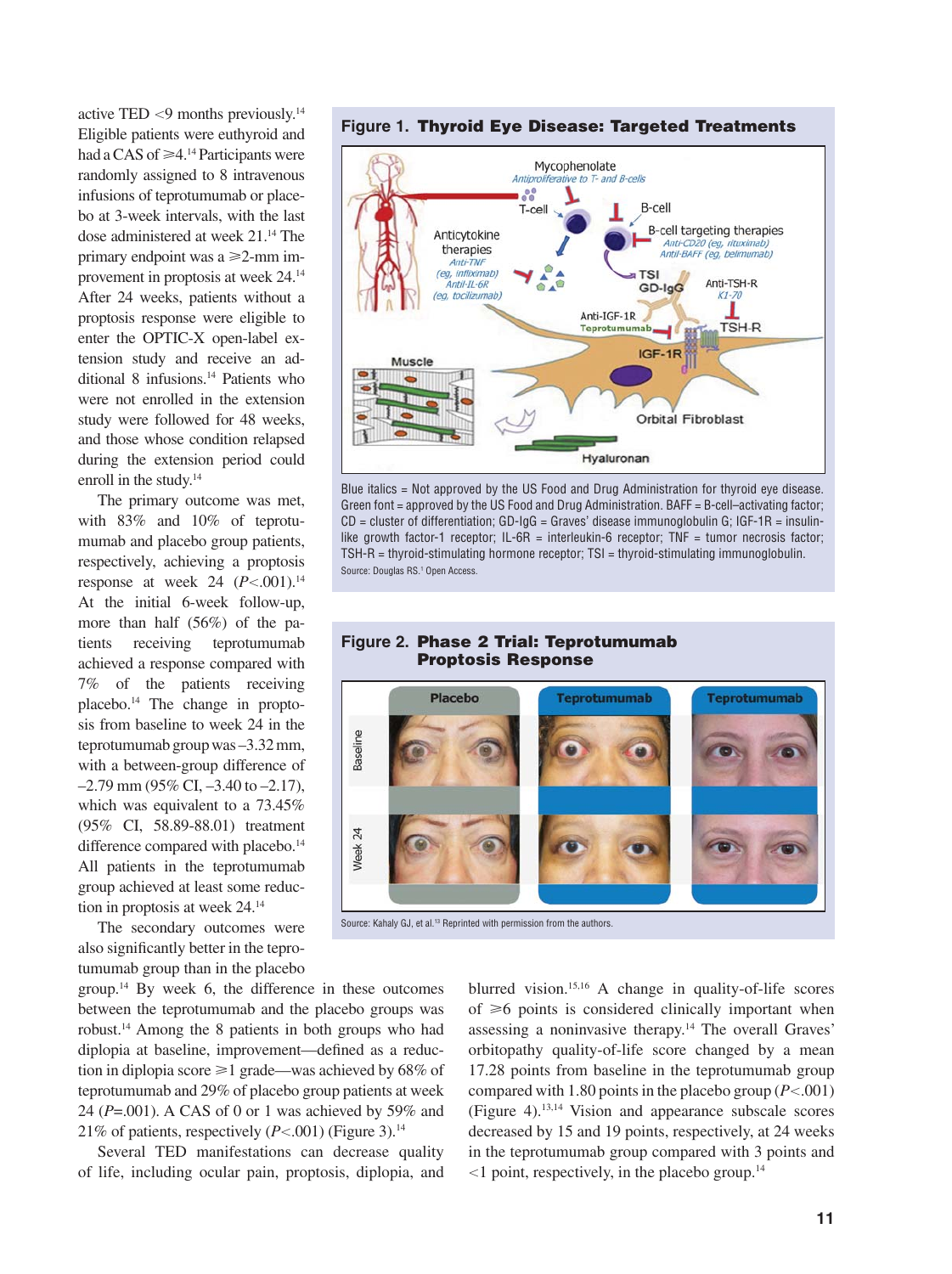active TED <9 months previously.[14] Eligible patients were euthyroid and had a CAS of ⩾4.[14] Participants were randomly assigned to 8 intravenous infusions of teprotumumab or placebo at 3-week intervals, with the last dose administered at week 21.[14] The primary endpoint was a ⩾2-mm improvement in proptosis at week 24.[14] After 24 weeks, patients without a proptosis response were eligible to enter the OPTIC-X open-label extension study and receive an additional 8 infusions.[14] Patients who were not enrolled in the extension study were followed for 48 weeks, and those whose condition relapsed during the extension period could enroll in the study.[14]

The primary outcome was met, with 83% and 10% of teprotumumab and placebo group patients, respectively, achieving a proptosis response at week 24 ($P<.001$).[14] At the initial 6-week follow-up, more than half (56%) of the patients receiving teprotumumab achieved a response compared with 7% of the patients receiving placebo.[14] The change in proptosis from baseline to week 24 in the teprotumumab group was –3.32 mm, with a between-group difference of –2.79 mm (95% CI, –3.40 to –2.17), which was equivalent to a 73.45% (95% CI, 58.89-88.01) treatment difference compared with placebo.[14] All patients in the teprotumumab group achieved at least some reduction in proptosis at week 24.[14]

The secondary outcomes were also significantly better in the teprotumumab group than in the placebo group.[14] By week 6, the difference in these outcomes between the teprotumumab and the placebo groups was robust.[14] Among the 8 patients in both groups who had diplopia at baseline, improvement—defined as a reduction in diplopia score ⩾1 grade—was achieved by 68% of teprotumumab and 29% of placebo group patients at week 24 ($P=.001$). A CAS of 0 or 1 was achieved by 59% and 21% of patients, respectively ($P<.001$) (Figure 3).[14]

Several TED manifestations can decrease quality of life, including ocular pain, proptosis, diplopia, and blurred vision.[15,16] A change in quality-of-life scores of ⩾6 points is considered clinically important when assessing a noninvasive therapy.[14] The overall Graves' orbitopathy quality-of-life score changed by a mean 17.28 points from baseline in the teprotumumab group compared with 1.80 points in the placebo group ($P<.001$) (Figure 4).[13,14] Vision and appearance subscale scores decreased by 15 and 19 points, respectively, at 24 weeks in the teprotumumab group compared with 3 points and <1 point, respectively, in the placebo group.[14]

**Figure 1. Thyroid Eye Disease: Targeted Treatments**

Blue italics = Not approved by the US Food and Drug Administration for thyroid eye disease. Green font = approved by the US Food and Drug Administration. BAFF = B-cell–activating factor; CD = cluster of differentiation; GD-IgG = Graves' disease immunoglobulin G; IGF-1R = insulin-like growth factor-1 receptor; IL-6R = interleukin-6 receptor; TNF = tumor necrosis factor; TSH-R = thyroid-stimulating hormone receptor; TSI = thyroid-stimulating immunoglobulin.

Source: Douglas RS.[1] Open Access.

**Figure 2. Phase 2 Trial: Teprotumumab Proptosis Response**

Source: Kahaly GJ, et al.[13] Reprinted with permission from the authors.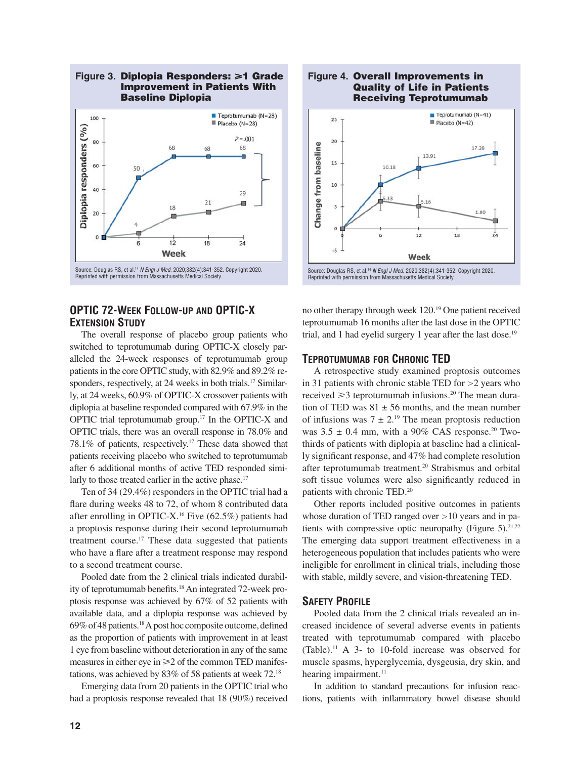**Figure 3. Diplopia Responders: ⩾1 Grade Improvement in Patients With Baseline Diplopia**

Source: Douglas RS, et al.[14] *N Engl J Med.* 2020;382(4):341-352. Copyright 2020. Reprinted with permission from Massachusetts Medical Society.

**Figure 4. Overall Improvements in Quality of Life in Patients Receiving Teprotumumab**

Source: Douglas RS, et al.[14] *N Engl J Med.* 2020;382(4):341-352. Copyright 2020. Reprinted with permission from Massachusetts Medical Society.

## OPTIC 72-Week Follow-up and OPTIC-X Extension Study

The overall response of placebo group patients who switched to teprotumumab during OPTIC-X closely paralleled the 24-week responses of teprotumumab group patients in the core OPTIC study, with 82.9% and 89.2% responders, respectively, at 24 weeks in both trials.[17] Similarly, at 24 weeks, 60.9% of OPTIC-X crossover patients with diplopia at baseline responded compared with 67.9% in the OPTIC trial teprotumumab group.[17] In the OPTIC-X and OPTIC trials, there was an overall response in 78.0% and 78.1% of patients, respectively.[17] These data showed that patients receiving placebo who switched to teprotumumab after 6 additional months of active TED responded similarly to those treated earlier in the active phase.[17]

Ten of 34 (29.4%) responders in the OPTIC trial had a flare during weeks 48 to 72, of whom 8 contributed data after enrolling in OPTIC-X.[16] Five (62.5%) patients had a proptosis response during their second teprotumumab treatment course.[17] These data suggested that patients who have a flare after a treatment response may respond to a second treatment course.

Pooled date from the 2 clinical trials indicated durability of teprotumumab benefits.[18] An integrated 72-week proptosis response was achieved by 67% of 52 patients with available data, and a diplopia response was achieved by 69% of 48 patients.[18] A post hoc composite outcome, defined as the proportion of patients with improvement in at least 1 eye from baseline without deterioration in any of the same measures in either eye in ⩾2 of the common TED manifestations, was achieved by 83% of 58 patients at week 72.[18]

Emerging data from 20 patients in the OPTIC trial who had a proptosis response revealed that 18 (90%) received no other therapy through week 120.[19] One patient received teprotumumab 16 months after the last dose in the OPTIC trial, and 1 had eyelid surgery 1 year after the last dose.[19]

## Teprotumumab for Chronic TED

A retrospective study examined proptosis outcomes in 31 patients with chronic stable TED for >2 years who received ⩾3 teprotumumab infusions.[20] The mean duration of TED was 81 ± 56 months, and the mean number of infusions was 7 ± 2.[19] The mean proptosis reduction was 3.5 ± 0.4 mm, with a 90% CAS response.[20] Two-thirds of patients with diplopia at baseline had a clinically significant response, and 47% had complete resolution after teprotumumab treatment.[20] Strabismus and orbital soft tissue volumes were also significantly reduced in patients with chronic TED.[20]

Other reports included positive outcomes in patients whose duration of TED ranged over >10 years and in patients with compressive optic neuropathy (Figure 5).[21,22] The emerging data support treatment effectiveness in a heterogeneous population that includes patients who were ineligible for enrollment in clinical trials, including those with stable, mildly severe, and vision-threatening TED.

## Safety Profile

Pooled data from the 2 clinical trials revealed an increased incidence of several adverse events in patients treated with teprotumumab compared with placebo (Table).[11] A 3- to 10-fold increase was observed for muscle spasms, hyperglycemia, dysgeusia, dry skin, and hearing impairment.[11]

In addition to standard precautions for infusion reactions, patients with inflammatory bowel disease should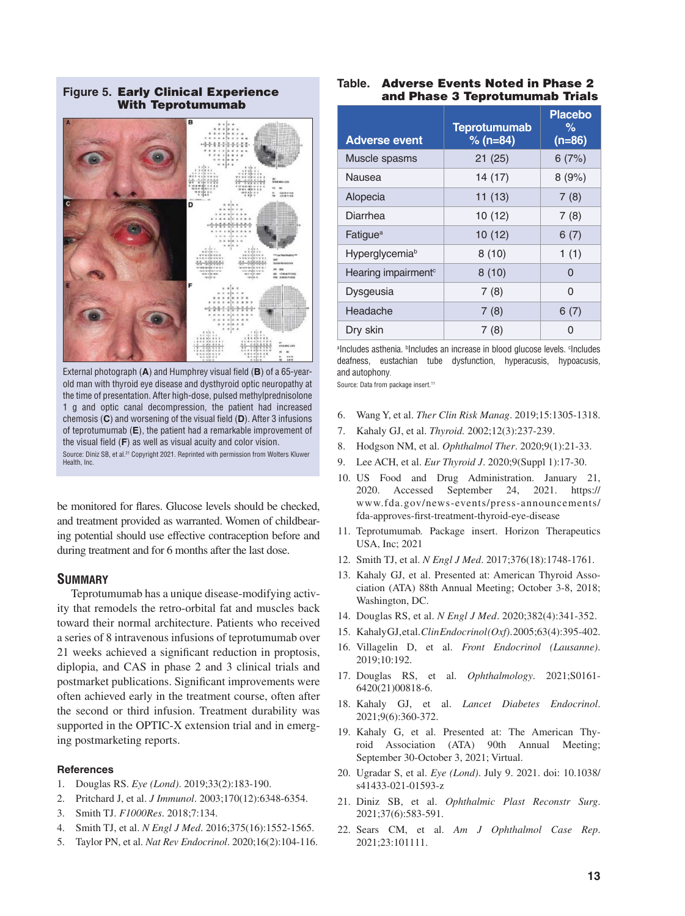**Figure 5. Early Clinical Experience With Teprotumumab**

External photograph (**A**) and Humphrey visual field (**B**) of a 65-year-old man with thyroid eye disease and dysthyroid optic neuropathy at the time of presentation. After high-dose, pulsed methylprednisolone 1 g and optic canal decompression, the patient had increased chemosis (**C**) and worsening of the visual field (**D**). After 3 infusions of teprotumumab (**E**), the patient had a remarkable improvement of the visual field (**F**) as well as visual acuity and color vision.

Source: Diniz SB, et al.[21] Copyright 2021. Reprinted with permission from Wolters Kluwer Health, Inc.

be monitored for flares. Glucose levels should be checked, and treatment provided as warranted. Women of childbearing potential should use effective contraception before and during treatment and for 6 months after the last dose.

## Summary

Teprotumumab has a unique disease-modifying activity that remodels the retro-orbital fat and muscles back toward their normal architecture. Patients who received a series of 8 intravenous infusions of teprotumumab over 21 weeks achieved a significant reduction in proptosis, diplopia, and CAS in phase 2 and 3 clinical trials and postmarket publications. Significant improvements were often achieved early in the treatment course, often after the second or third infusion. Treatment durability was supported in the OPTIC-X extension trial and in emerging postmarketing reports.

**Table. Adverse Events Noted in Phase 2 and Phase 3 Teprotumumab Trials**

| Adverse event | Teprotumumab % (n=84) | Placebo % (n=86) |
|---|---|---|
| Muscle spasms | 21 (25) | 6 (7%) |
| Nausea | 14 (17) | 8 (9%) |
| Alopecia | 11 (13) | 7 (8) |
| Diarrhea | 10 (12) | 7 (8) |
| Fatigue[a] | 10 (12) | 6 (7) |
| Hyperglycemia[b] | 8 (10) | 1 (1) |
| Hearing impairment[c] | 8 (10) | 0 |
| Dysgeusia | 7 (8) | 0 |
| Headache | 7 (8) | 6 (7) |
| Dry skin | 7 (8) | 0 |

[a]Includes asthenia. [b]Includes an increase in blood glucose levels. [c]Includes deafness, eustachian tube dysfunction, hyperacusis, hypoacusis, and autophony.

Source: Data from package insert.[11]

### References

1. Douglas RS. *Eye (Lond)*. 2019;33(2):183-190.
2. Pritchard J, et al. *J Immunol*. 2003;170(12):6348-6354.
3. Smith TJ. *F1000Res*. 2018;7:134.
4. Smith TJ, et al. *N Engl J Med*. 2016;375(16):1552-1565.
5. Taylor PN, et al. *Nat Rev Endocrinol*. 2020;16(2):104-116.
6. Wang Y, et al. *Ther Clin Risk Manag*. 2019;15:1305-1318.
7. Kahaly GJ, et al. *Thyroid.* 2002;12(3):237-239.
8. Hodgson NM, et al. *Ophthalmol Ther*. 2020;9(1):21-33.
9. Lee ACH, et al. *Eur Thyroid J*. 2020;9(Suppl 1):17-30.
10. US Food and Drug Administration. January 21, 2020. Accessed September 24, 2021. https://www.fda.gov/news-events/press-announcements/fda-approves-first-treatment-thyroid-eye-disease
11. Teprotumumab. Package insert. Horizon Therapeutics USA, Inc; 2021
12. Smith TJ, et al. *N Engl J Med*. 2017;376(18):1748-1761.
13. Kahaly GJ, et al. Presented at: American Thyroid Association (ATA) 88th Annual Meeting; October 3-8, 2018; Washington, DC.
14. Douglas RS, et al. *N Engl J Med*. 2020;382(4):341-352.
15. Kahaly GJ, et al. *Clin Endocrinol (Oxf)*. 2005;63(4):395-402.
16. Villagelin D, et al. *Front Endocrinol (Lausanne)*. 2019;10:192.
17. Douglas RS, et al. *Ophthalmology*. 2021;S0161-6420(21)00818-6.
18. Kahaly GJ, et al. *Lancet Diabetes Endocrinol*. 2021;9(6):360-372.
19. Kahaly G, et al. Presented at: The American Thyroid Association (ATA) 90th Annual Meeting; September 30-October 3, 2021; Virtual.
20. Ugradar S, et al. *Eye (Lond)*. July 9. 2021. doi: 10.1038/s41433-021-01593-z
21. Diniz SB, et al. *Ophthalmic Plast Reconstr Surg*. 2021;37(6):583-591.
22. Sears CM, et al. *Am J Ophthalmol Case Rep*. 2021;23:101111.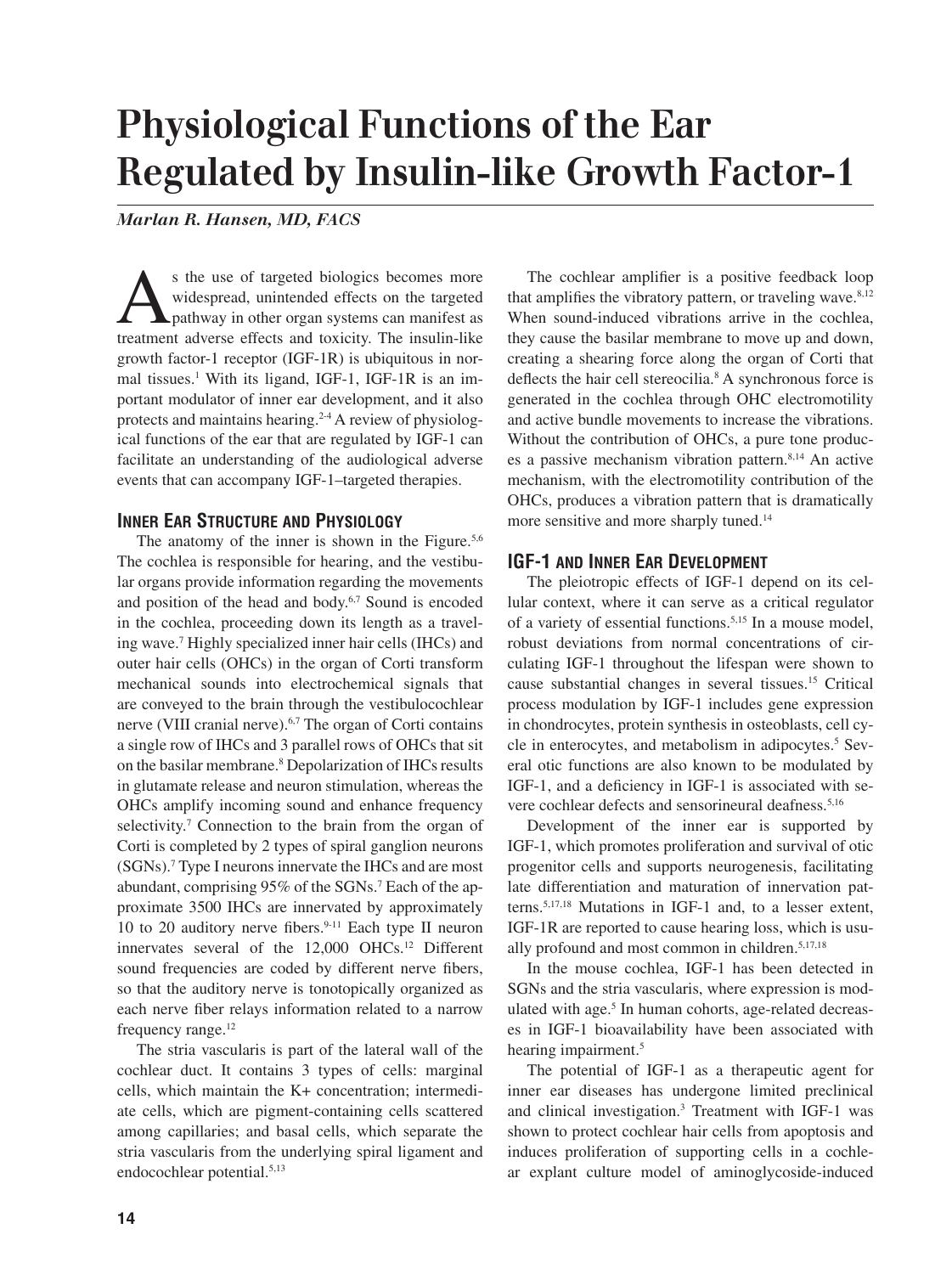# Physiological Functions of the Ear Regulated by Insulin-like Growth Factor-1

*Marlan R. Hansen, MD, FACS*

As the use of targeted biologics becomes more widespread, unintended effects on the targeted pathway in other organ systems can manifest as treatment adverse effects and toxicity. The insulin-like growth factor-1 receptor (IGF-1R) is ubiquitous in normal tissues.[1] With its ligand, IGF-1, IGF-1R is an important modulator of inner ear development, and it also protects and maintains hearing.[2-4] A review of physiological functions of the ear that are regulated by IGF-1 can facilitate an understanding of the audiological adverse events that can accompany IGF-1–targeted therapies.

## Inner Ear Structure and Physiology

The anatomy of the inner is shown in the Figure.[5,6] The cochlea is responsible for hearing, and the vestibular organs provide information regarding the movements and position of the head and body.[6,7] Sound is encoded in the cochlea, proceeding down its length as a traveling wave.[7] Highly specialized inner hair cells (IHCs) and outer hair cells (OHCs) in the organ of Corti transform mechanical sounds into electrochemical signals that are conveyed to the brain through the vestibulocochlear nerve (VIII cranial nerve).[6,7] The organ of Corti contains a single row of IHCs and 3 parallel rows of OHCs that sit on the basilar membrane.[8] Depolarization of IHCs results in glutamate release and neuron stimulation, whereas the OHCs amplify incoming sound and enhance frequency selectivity.[7] Connection to the brain from the organ of Corti is completed by 2 types of spiral ganglion neurons (SGNs).[7] Type I neurons innervate the IHCs and are most abundant, comprising 95% of the SGNs.[7] Each of the approximate 3500 IHCs are innervated by approximately 10 to 20 auditory nerve fibers.[9-11] Each type II neuron innervates several of the 12,000 OHCs.[12] Different sound frequencies are coded by different nerve fibers, so that the auditory nerve is tonotopically organized as each nerve fiber relays information related to a narrow frequency range.[12]

The stria vascularis is part of the lateral wall of the cochlear duct. It contains 3 types of cells: marginal cells, which maintain the K+ concentration; intermediate cells, which are pigment-containing cells scattered among capillaries; and basal cells, which separate the stria vascularis from the underlying spiral ligament and endocochlear potential.[5,13]

The cochlear amplifier is a positive feedback loop that amplifies the vibratory pattern, or traveling wave.[8,12] When sound-induced vibrations arrive in the cochlea, they cause the basilar membrane to move up and down, creating a shearing force along the organ of Corti that deflects the hair cell stereocilia.[8] A synchronous force is generated in the cochlea through OHC electromotility and active bundle movements to increase the vibrations. Without the contribution of OHCs, a pure tone produces a passive mechanism vibration pattern.[8,14] An active mechanism, with the electromotility contribution of the OHCs, produces a vibration pattern that is dramatically more sensitive and more sharply tuned.[14]

## IGF-1 and Inner Ear Development

The pleiotropic effects of IGF-1 depend on its cellular context, where it can serve as a critical regulator of a variety of essential functions.[5,15] In a mouse model, robust deviations from normal concentrations of circulating IGF-1 throughout the lifespan were shown to cause substantial changes in several tissues.[15] Critical process modulation by IGF-1 includes gene expression in chondrocytes, protein synthesis in osteoblasts, cell cycle in enterocytes, and metabolism in adipocytes.[5] Several otic functions are also known to be modulated by IGF-1, and a deficiency in IGF-1 is associated with severe cochlear defects and sensorineural deafness.[5,16]

Development of the inner ear is supported by IGF-1, which promotes proliferation and survival of otic progenitor cells and supports neurogenesis, facilitating late differentiation and maturation of innervation patterns.[5,17,18] Mutations in IGF-1 and, to a lesser extent, IGF-1R are reported to cause hearing loss, which is usually profound and most common in children.[5,17,18]

In the mouse cochlea, IGF-1 has been detected in SGNs and the stria vascularis, where expression is modulated with age.[5] In human cohorts, age-related decreases in IGF-1 bioavailability have been associated with hearing impairment.[5]

The potential of IGF-1 as a therapeutic agent for inner ear diseases has undergone limited preclinical and clinical investigation.[3] Treatment with IGF-1 was shown to protect cochlear hair cells from apoptosis and induces proliferation of supporting cells in a cochlear explant culture model of aminoglycoside-induced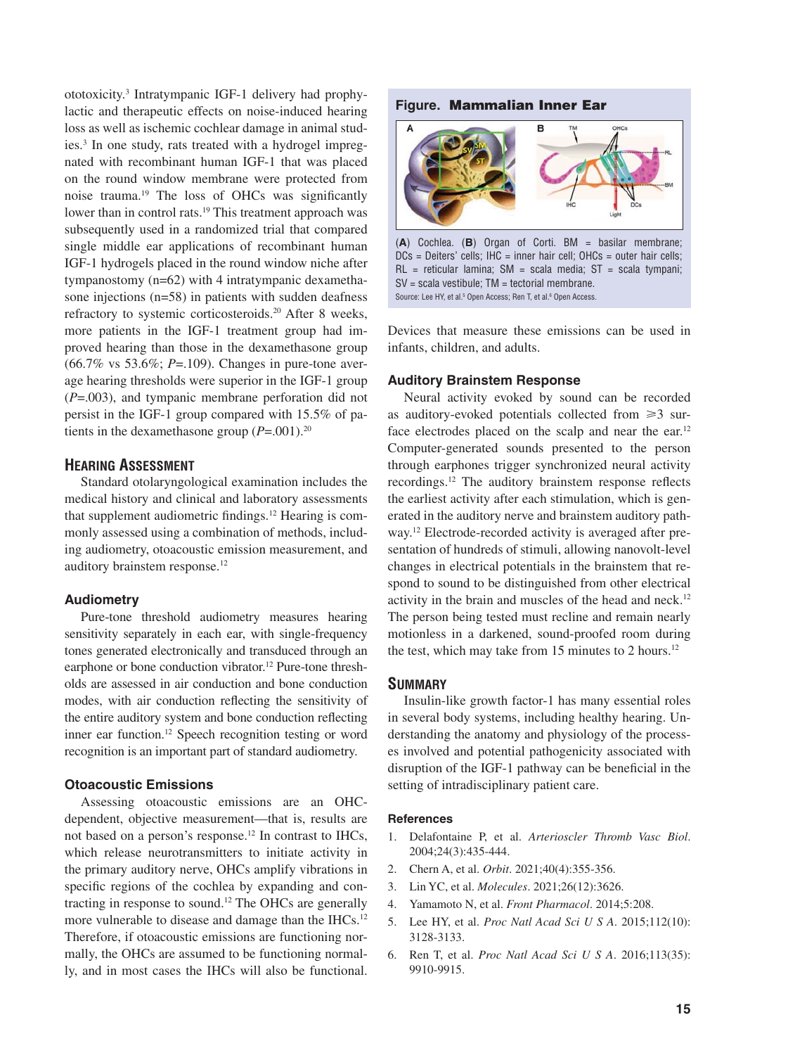ototoxicity.[3] Intratympanic IGF-1 delivery had prophylactic and therapeutic effects on noise-induced hearing loss as well as ischemic cochlear damage in animal studies.[3] In one study, rats treated with a hydrogel impregnated with recombinant human IGF-1 that was placed on the round window membrane were protected from noise trauma.[19] The loss of OHCs was significantly lower than in control rats.[19] This treatment approach was subsequently used in a randomized trial that compared single middle ear applications of recombinant human IGF-1 hydrogels placed in the round window niche after tympanostomy (n=62) with 4 intratympanic dexamethasone injections (n=58) in patients with sudden deafness refractory to systemic corticosteroids.[20] After 8 weeks, more patients in the IGF-1 treatment group had improved hearing than those in the dexamethasone group (66.7% vs 53.6%; $P$=.109). Changes in pure-tone average hearing thresholds were superior in the IGF-1 group ($P$=.003), and tympanic membrane perforation did not persist in the IGF-1 group compared with 15.5% of patients in the dexamethasone group ($P$=.001).[20]

## Hearing Assessment

Standard otolaryngological examination includes the medical history and clinical and laboratory assessments that supplement audiometric findings.[12] Hearing is commonly assessed using a combination of methods, including audiometry, otoacoustic emission measurement, and auditory brainstem response.[12]

### Audiometry

Pure-tone threshold audiometry measures hearing sensitivity separately in each ear, with single-frequency tones generated electronically and transduced through an earphone or bone conduction vibrator.[12] Pure-tone thresholds are assessed in air conduction and bone conduction modes, with air conduction reflecting the sensitivity of the entire auditory system and bone conduction reflecting inner ear function.[12] Speech recognition testing or word recognition is an important part of standard audiometry.

### Otoacoustic Emissions

Assessing otoacoustic emissions are an OHC-dependent, objective measurement—that is, results are not based on a person's response.[12] In contrast to IHCs, which release neurotransmitters to initiate activity in the primary auditory nerve, OHCs amplify vibrations in specific regions of the cochlea by expanding and contracting in response to sound.[12] The OHCs are generally more vulnerable to disease and damage than the IHCs.[12] Therefore, if otoacoustic emissions are functioning normally, the OHCs are assumed to be functioning normally, and in most cases the IHCs will also be functional. Devices that measure these emissions can be used in infants, children, and adults.

**Figure. Mammalian Inner Ear**

(**A**) Cochlea. (**B**) Organ of Corti. BM = basilar membrane; DCs = Deiters' cells; IHC = inner hair cell; OHCs = outer hair cells; RL = reticular lamina; SM = scala media; ST = scala tympani; SV = scala vestibule; TM = tectorial membrane.

Source: Lee HY, et al.[5] Open Access; Ren T, et al.[6] Open Access.

### Auditory Brainstem Response

Neural activity evoked by sound can be recorded as auditory-evoked potentials collected from ⩾3 surface electrodes placed on the scalp and near the ear.[12] Computer-generated sounds presented to the person through earphones trigger synchronized neural activity recordings.[12] The auditory brainstem response reflects the earliest activity after each stimulation, which is generated in the auditory nerve and brainstem auditory pathway.[12] Electrode-recorded activity is averaged after presentation of hundreds of stimuli, allowing nanovolt-level changes in electrical potentials in the brainstem that respond to sound to be distinguished from other electrical activity in the brain and muscles of the head and neck.[12] The person being tested must recline and remain nearly motionless in a darkened, sound-proofed room during the test, which may take from 15 minutes to 2 hours.[12]

## Summary

Insulin-like growth factor-1 has many essential roles in several body systems, including healthy hearing. Understanding the anatomy and physiology of the processes involved and potential pathogenicity associated with disruption of the IGF-1 pathway can be beneficial in the setting of intradisciplinary patient care.

### References

1. Delafontaine P, et al. *Arterioscler Thromb Vasc Biol*. 2004;24(3):435-444.
2. Chern A, et al. *Orbit*. 2021;40(4):355-356.
3. Lin YC, et al. *Molecules*. 2021;26(12):3626.
4. Yamamoto N, et al. *Front Pharmacol*. 2014;5:208.
5. Lee HY, et al. *Proc Natl Acad Sci U S A*. 2015;112(10):3128-3133.
6. Ren T, et al. *Proc Natl Acad Sci U S A*. 2016;113(35):9910-9915.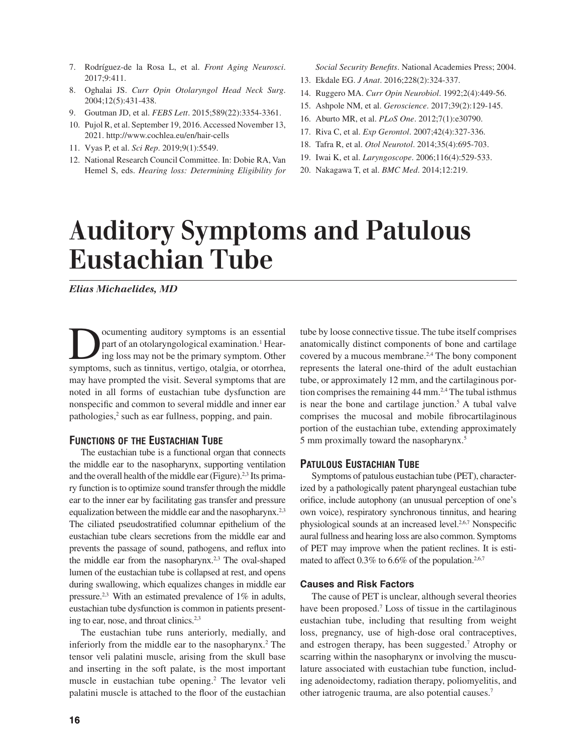7. Rodríguez-de la Rosa L, et al. *Front Aging Neurosci*. 2017;9:411.
8. Oghalai JS. *Curr Opin Otolaryngol Head Neck Surg*. 2004;12(5):431-438.
9. Goutman JD, et al. *FEBS Lett*. 2015;589(22):3354-3361.
10. Pujol R, et al. September 19, 2016. Accessed November 13, 2021. http://www.cochlea.eu/en/hair-cells
11. Vyas P, et al. *Sci Rep*. 2019;9(1):5549.
12. National Research Council Committee. In: Dobie RA, Van Hemel S, eds. *Hearing loss: Determining Eligibility for Social Security Benefits*. National Academies Press; 2004.
13. Ekdale EG. *J Anat*. 2016;228(2):324-337.
14. Ruggero MA. *Curr Opin Neurobiol*. 1992;2(4):449-56.
15. Ashpole NM, et al. *Geroscience*. 2017;39(2):129-145.
16. Aburto MR, et al. *PLoS One*. 2012;7(1):e30790.
17. Riva C, et al. *Exp Gerontol*. 2007;42(4):327-336.
18. Tafra R, et al. *Otol Neurotol*. 2014;35(4):695-703.
19. Iwai K, et al. *Laryngoscope*. 2006;116(4):529-533.
20. Nakagawa T, et al. *BMC Med*. 2014;12:219.

# Auditory Symptoms and Patulous Eustachian Tube

***Elias Michaelides, MD***

Documenting auditory symptoms is an essential part of an otolaryngological examination.[1] Hearing loss may not be the primary symptom. Other symptoms, such as tinnitus, vertigo, otalgia, or otorrhea, may have prompted the visit. Several symptoms that are noted in all forms of eustachian tube dysfunction are nonspecific and common to several middle and inner ear pathologies,[2] such as ear fullness, popping, and pain.

## Functions of the Eustachian Tube

The eustachian tube is a functional organ that connects the middle ear to the nasopharynx, supporting ventilation and the overall health of the middle ear (Figure).[2,3] Its primary function is to optimize sound transfer through the middle ear to the inner ear by facilitating gas transfer and pressure equalization between the middle ear and the nasopharynx.[2,3] The ciliated pseudostratified columnar epithelium of the eustachian tube clears secretions from the middle ear and prevents the passage of sound, pathogens, and reflux into the middle ear from the nasopharynx.[2,3] The oval-shaped lumen of the eustachian tube is collapsed at rest, and opens during swallowing, which equalizes changes in middle ear pressure.[2,3] With an estimated prevalence of 1% in adults, eustachian tube dysfunction is common in patients presenting to ear, nose, and throat clinics.[2,3]

The eustachian tube runs anteriorly, medially, and inferiorly from the middle ear to the nasopharynx.[2] The tensor veli palatini muscle, arising from the skull base and inserting in the soft palate, is the most important muscle in eustachian tube opening.[2] The levator veli palatini muscle is attached to the floor of the eustachian tube by loose connective tissue. The tube itself comprises anatomically distinct components of bone and cartilage covered by a mucous membrane.[2,4] The bony component represents the lateral one-third of the adult eustachian tube, or approximately 12 mm, and the cartilaginous portion comprises the remaining 44 mm.[2,4] The tubal isthmus is near the bone and cartilage junction.[5] A tubal valve comprises the mucosal and mobile fibrocartilaginous portion of the eustachian tube, extending approximately 5 mm proximally toward the nasopharynx.[5]

## Patulous Eustachian Tube

Symptoms of patulous eustachian tube (PET), characterized by a pathologically patent pharyngeal eustachian tube orifice, include autophony (an unusual perception of one's own voice), respiratory synchronous tinnitus, and hearing physiological sounds at an increased level.[2,6,7] Nonspecific aural fullness and hearing loss are also common. Symptoms of PET may improve when the patient reclines. It is estimated to affect 0.3% to 6.6% of the population.[2,6,7]

### Causes and Risk Factors

The cause of PET is unclear, although several theories have been proposed.[7] Loss of tissue in the cartilaginous eustachian tube, including that resulting from weight loss, pregnancy, use of high-dose oral contraceptives, and estrogen therapy, has been suggested.[7] Atrophy or scarring within the nasopharynx or involving the musculature associated with eustachian tube function, including adenoidectomy, radiation therapy, poliomyelitis, and other iatrogenic trauma, are also potential causes.[7]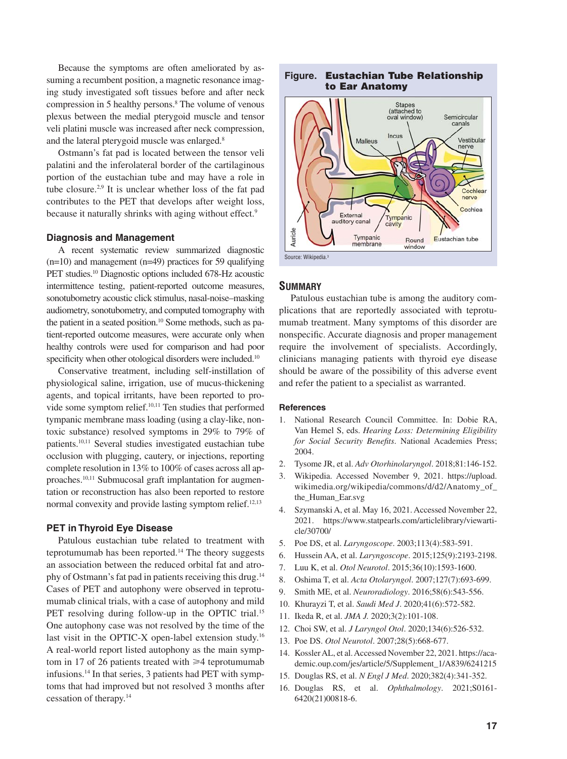Because the symptoms are often ameliorated by assuming a recumbent position, a magnetic resonance imaging study investigated soft tissues before and after neck compression in 5 healthy persons.[8] The volume of venous plexus between the medial pterygoid muscle and tensor veli platini muscle was increased after neck compression, and the lateral pterygoid muscle was enlarged.[8]

Ostmann's fat pad is located between the tensor veli palatini and the inferolateral border of the cartilaginous portion of the eustachian tube and may have a role in tube closure.[2,9] It is unclear whether loss of the fat pad contributes to the PET that develops after weight loss, because it naturally shrinks with aging without effect.[9]

### Diagnosis and Management

A recent systematic review summarized diagnostic (n=10) and management (n=49) practices for 59 qualifying PET studies.[10] Diagnostic options included 678-Hz acoustic intermittence testing, patient-reported outcome measures, sonotubometry acoustic click stimulus, nasal-noise–masking audiometry, sonotubometry, and computed tomography with the patient in a seated position.[10] Some methods, such as patient-reported outcome measures, were accurate only when healthy controls were used for comparison and had poor specificity when other otological disorders were included.[10]

Conservative treatment, including self-instillation of physiological saline, irrigation, use of mucus-thickening agents, and topical irritants, have been reported to provide some symptom relief.[10,11] Ten studies that performed tympanic membrane mass loading (using a clay-like, nontoxic substance) resolved symptoms in 29% to 79% of patients.[10,11] Several studies investigated eustachian tube occlusion with plugging, cautery, or injections, reporting complete resolution in 13% to 100% of cases across all approaches.[10,11] Submucosal graft implantation for augmentation or reconstruction has also been reported to restore normal convexity and provide lasting symptom relief.[12,13]

### PET in Thyroid Eye Disease

Patulous eustachian tube related to treatment with teprotumumab has been reported.[14] The theory suggests an association between the reduced orbital fat and atrophy of Ostmann's fat pad in patients receiving this drug.[14] Cases of PET and autophony were observed in teprotumumab clinical trials, with a case of autophony and mild PET resolving during follow-up in the OPTIC trial.[15] One autophony case was not resolved by the time of the last visit in the OPTIC-X open-label extension study.[16] A real-world report listed autophony as the main symptom in 17 of 26 patients treated with ≥4 teprotumumab infusions.[14] In that series, 3 patients had PET with symptoms that had improved but not resolved 3 months after cessation of therapy.[14]

**Figure. Eustachian Tube Relationship to Ear Anatomy**

Source: Wikipedia.[3]

## Summary

Patulous eustachian tube is among the auditory complications that are reportedly associated with teprotumumab treatment. Many symptoms of this disorder are nonspecific. Accurate diagnosis and proper management require the involvement of specialists. Accordingly, clinicians managing patients with thyroid eye disease should be aware of the possibility of this adverse event and refer the patient to a specialist as warranted.

### References

1. National Research Council Committee. In: Dobie RA, Van Hemel S, eds. *Hearing Loss: Determining Eligibility for Social Security Benefits*. National Academies Press; 2004.
2. Tysome JR, et al. *Adv Otorhinolaryngol*. 2018;81:146-152.
3. Wikipedia. Accessed November 9, 2021. https://upload.wikimedia.org/wikipedia/commons/d/d2/Anatomy_of_the_Human_Ear.svg
4. Szymanski A, et al. May 16, 2021. Accessed November 22, 2021. https://www.statpearls.com/articlelibrary/viewarticle/30700/
5. Poe DS, et al. *Laryngoscope*. 2003;113(4):583-591.
6. Hussein AA, et al. *Laryngoscope*. 2015;125(9):2193-2198.
7. Luu K, et al. *Otol Neurotol*. 2015;36(10):1593-1600.
8. Oshima T, et al. *Acta Otolaryngol*. 2007;127(7):693-699.
9. Smith ME, et al. *Neuroradiology*. 2016;58(6):543-556.
10. Khurayzi T, et al. *Saudi Med J*. 2020;41(6):572-582.
11. Ikeda R, et al. *JMA J*. 2020;3(2):101-108.
12. Choi SW, et al. *J Laryngol Otol*. 2020;134(6):526-532.
13. Poe DS. *Otol Neurotol*. 2007;28(5):668-677.
14. Kossler AL, et al. Accessed November 22, 2021. https://academic.oup.com/jes/article/5/Supplement_1/A839/6241215
15. Douglas RS, et al. *N Engl J Med*. 2020;382(4):341-352.
16. Douglas RS, et al. *Ophthalmology*. 2021;S0161-6420(21)00818-6.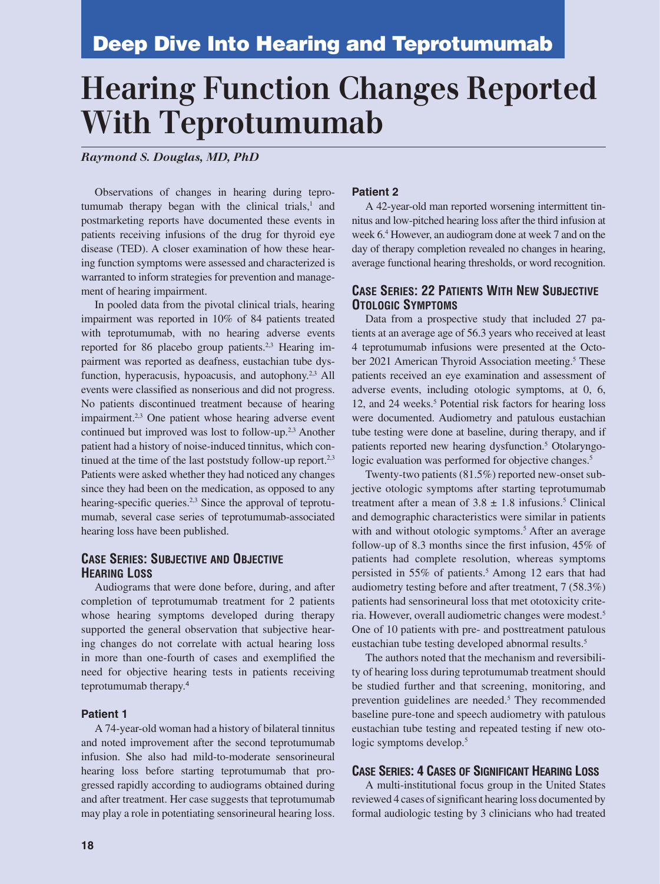## Deep Dive Into Hearing and Teprotumumab

# Hearing Function Changes Reported With Teprotumumab

***Raymond S. Douglas, MD, PhD***

Observations of changes in hearing during teprotumumab therapy began with the clinical trials,[1] and postmarketing reports have documented these events in patients receiving infusions of the drug for thyroid eye disease (TED). A closer examination of how these hearing function symptoms were assessed and characterized is warranted to inform strategies for prevention and management of hearing impairment.

In pooled data from the pivotal clinical trials, hearing impairment was reported in 10% of 84 patients treated with teprotumumab, with no hearing adverse events reported for 86 placebo group patients.[2,3] Hearing impairment was reported as deafness, eustachian tube dysfunction, hyperacusis, hypoacusis, and autophony.[2,3] All events were classified as nonserious and did not progress. No patients discontinued treatment because of hearing impairment.[2,3] One patient whose hearing adverse event continued but improved was lost to follow-up.[2,3] Another patient had a history of noise-induced tinnitus, which continued at the time of the last poststudy follow-up report.[2,3] Patients were asked whether they had noticed any changes since they had been on the medication, as opposed to any hearing-specific queries.[2,3] Since the approval of teprotumumab, several case series of teprotumumab-associated hearing loss have been published.

### Case Series: Subjective and Objective Hearing Loss

Audiograms that were done before, during, and after completion of teprotumumab treatment for 2 patients whose hearing symptoms developed during therapy supported the general observation that subjective hearing changes do not correlate with actual hearing loss in more than one-fourth of cases and exemplified the need for objective hearing tests in patients receiving teprotumumab therapy.[4]

#### Patient 1

A 74-year-old woman had a history of bilateral tinnitus and noted improvement after the second teprotumumab infusion. She also had mild-to-moderate sensorineural hearing loss before starting teprotumumab that progressed rapidly according to audiograms obtained during and after treatment. Her case suggests that teprotumumab may play a role in potentiating sensorineural hearing loss.

#### Patient 2

A 42-year-old man reported worsening intermittent tinnitus and low-pitched hearing loss after the third infusion at week 6.[4] However, an audiogram done at week 7 and on the day of therapy completion revealed no changes in hearing, average functional hearing thresholds, or word recognition.

### Case Series: 22 Patients With New Subjective Otologic Symptoms

Data from a prospective study that included 27 patients at an average age of 56.3 years who received at least 4 teprotumumab infusions were presented at the October 2021 American Thyroid Association meeting.[5] These patients received an eye examination and assessment of adverse events, including otologic symptoms, at 0, 6, 12, and 24 weeks.[5] Potential risk factors for hearing loss were documented. Audiometry and patulous eustachian tube testing were done at baseline, during therapy, and if patients reported new hearing dysfunction.[5] Otolaryngologic evaluation was performed for objective changes.[5]

Twenty-two patients (81.5%) reported new-onset subjective otologic symptoms after starting teprotumumab treatment after a mean of 3.8 ± 1.8 infusions.[5] Clinical and demographic characteristics were similar in patients with and without otologic symptoms.[5] After an average follow-up of 8.3 months since the first infusion, 45% of patients had complete resolution, whereas symptoms persisted in 55% of patients.[5] Among 12 ears that had audiometry testing before and after treatment, 7 (58.3%) patients had sensorineural loss that met ototoxicity criteria. However, overall audiometric changes were modest.[5] One of 10 patients with pre- and posttreatment patulous eustachian tube testing developed abnormal results.[5]

The authors noted that the mechanism and reversibility of hearing loss during teprotumumab treatment should be studied further and that screening, monitoring, and prevention guidelines are needed.[5] They recommended baseline pure-tone and speech audiometry with patulous eustachian tube testing and repeated testing if new otologic symptoms develop.[5]

### Case Series: 4 Cases of Significant Hearing Loss

A multi-institutional focus group in the United States reviewed 4 cases of significant hearing loss documented by formal audiologic testing by 3 clinicians who had treated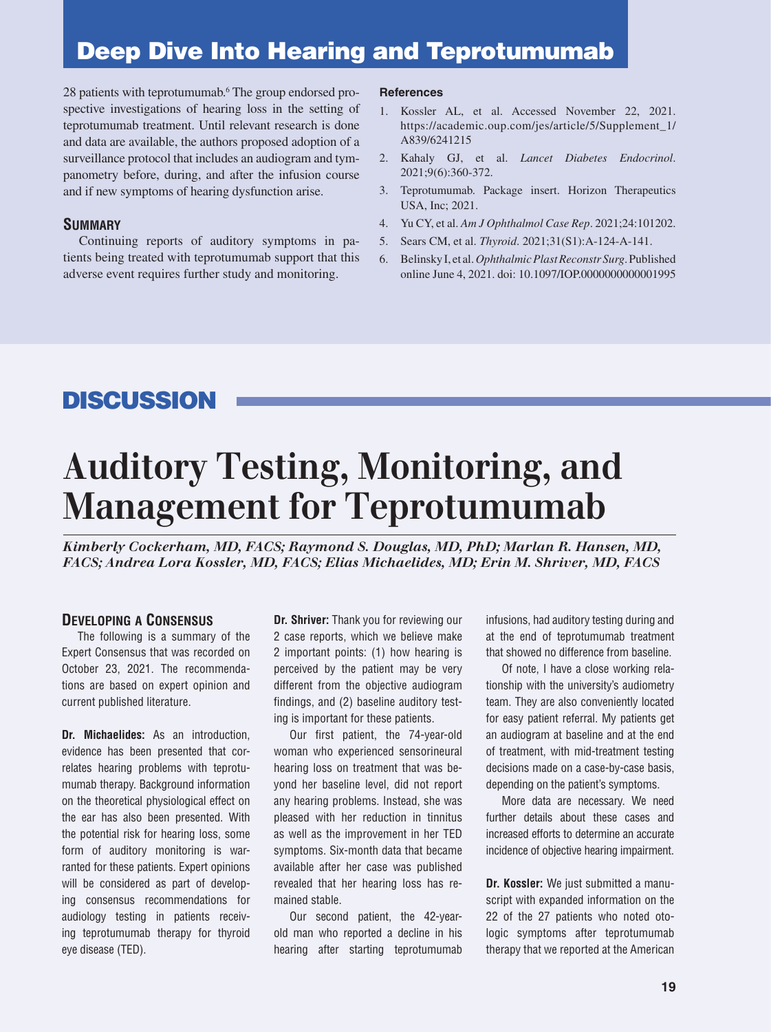# Deep Dive Into Hearing and Teprotumumab

28 patients with teprotumumab.[6] The group endorsed prospective investigations of hearing loss in the setting of teprotumumab treatment. Until relevant research is done and data are available, the authors proposed adoption of a surveillance protocol that includes an audiogram and tympanometry before, during, and after the infusion course and if new symptoms of hearing dysfunction arise.

### Summary

Continuing reports of auditory symptoms in patients being treated with teprotumumab support that this adverse event requires further study and monitoring.

#### References

1. Kossler AL, et al. Accessed November 22, 2021. https://academic.oup.com/jes/article/5/Supplement_1/A839/6241215
2. Kahaly GJ, et al. *Lancet Diabetes Endocrinol*. 2021;9(6):360-372.
3. Teprotumumab. Package insert. Horizon Therapeutics USA, Inc; 2021.
4. Yu CY, et al. *Am J Ophthalmol Case Rep*. 2021;24:101202.
5. Sears CM, et al. *Thyroid*. 2021;31(S1):A-124-A-141.
6. Belinsky I, et al. *Ophthalmic Plast Reconstr Surg*. Published online June 4, 2021. doi: 10.1097/IOP.0000000000001995

## DISCUSSION

# Auditory Testing, Monitoring, and Management for Teprotumumab

***Kimberly Cockerham, MD, FACS; Raymond S. Douglas, MD, PhD; Marlan R. Hansen, MD, FACS; Andrea Lora Kossler, MD, FACS; Elias Michaelides, MD; Erin M. Shriver, MD, FACS***

### Developing a Consensus

The following is a summary of the Expert Consensus that was recorded on October 23, 2021. The recommendations are based on expert opinion and current published literature.

**Dr. Michaelides:** As an introduction, evidence has been presented that correlates hearing problems with teprotumumab therapy. Background information on the theoretical physiological effect on the ear has also been presented. With the potential risk for hearing loss, some form of auditory monitoring is warranted for these patients. Expert opinions will be considered as part of developing consensus recommendations for audiology testing in patients receiving teprotumumab therapy for thyroid eye disease (TED).

**Dr. Shriver:** Thank you for reviewing our 2 case reports, which we believe make 2 important points: (1) how hearing is perceived by the patient may be very different from the objective audiogram findings, and (2) baseline auditory testing is important for these patients.

Our first patient, the 74-year-old woman who experienced sensorineural hearing loss on treatment that was beyond her baseline level, did not report any hearing problems. Instead, she was pleased with her reduction in tinnitus as well as the improvement in her TED symptoms. Six-month data that became available after her case was published revealed that her hearing loss has remained stable.

Our second patient, the 42-year-old man who reported a decline in his hearing after starting teprotumumab infusions, had auditory testing during and at the end of teprotumumab treatment that showed no difference from baseline.

Of note, I have a close working relationship with the university's audiometry team. They are also conveniently located for easy patient referral. My patients get an audiogram at baseline and at the end of treatment, with mid-treatment testing decisions made on a case-by-case basis, depending on the patient's symptoms.

More data are necessary. We need further details about these cases and increased efforts to determine an accurate incidence of objective hearing impairment.

**Dr. Kossler:** We just submitted a manuscript with expanded information on the 22 of the 27 patients who noted otologic symptoms after teprotumumab therapy that we reported at the American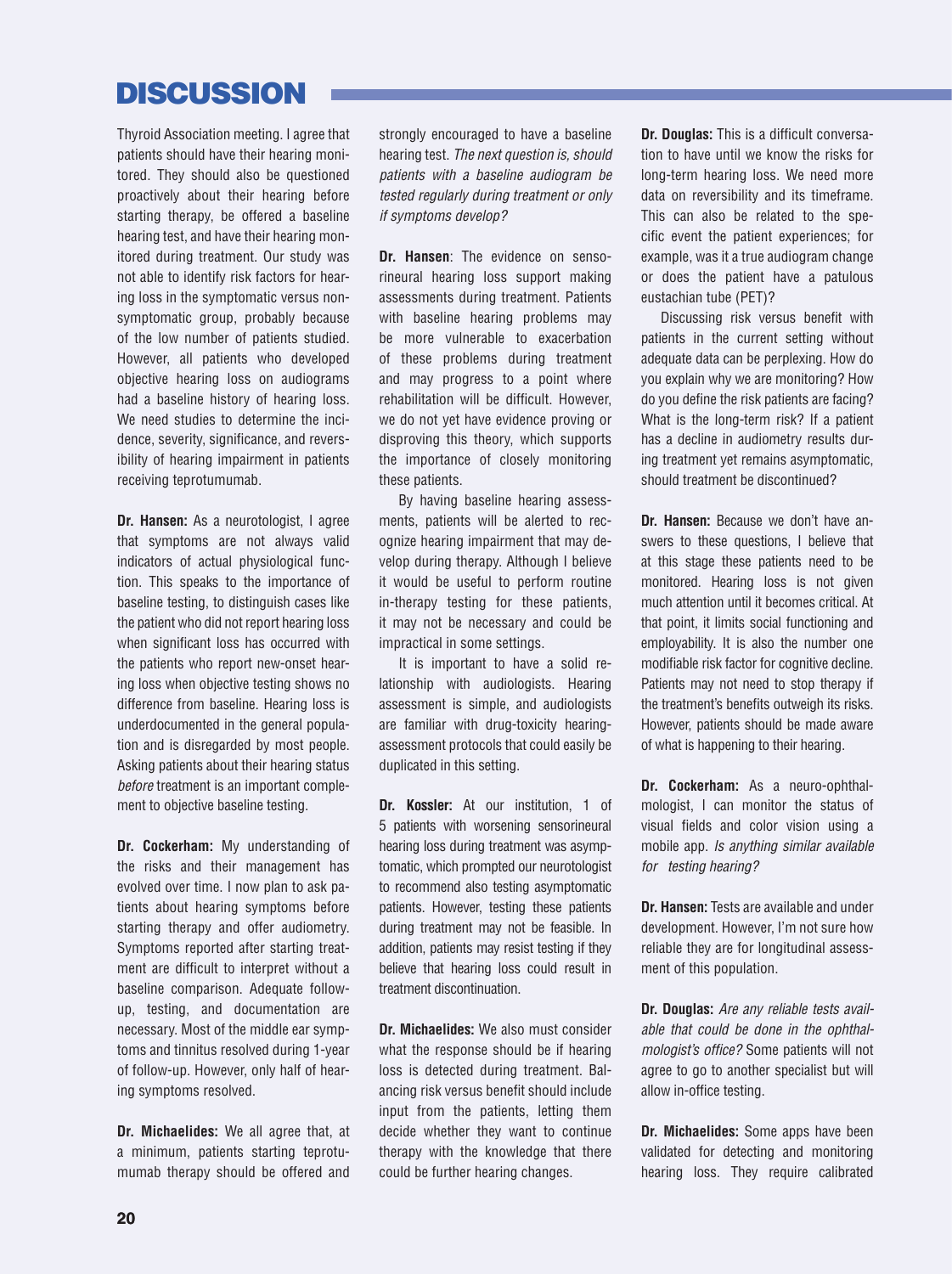# DISCUSSION

Thyroid Association meeting. I agree that patients should have their hearing monitored. They should also be questioned proactively about their hearing before starting therapy, be offered a baseline hearing test, and have their hearing monitored during treatment. Our study was not able to identify risk factors for hearing loss in the symptomatic versus nonsymptomatic group, probably because of the low number of patients studied. However, all patients who developed objective hearing loss on audiograms had a baseline history of hearing loss. We need studies to determine the incidence, severity, significance, and reversibility of hearing impairment in patients receiving teprotumumab.

**Dr. Hansen:** As a neurotologist, I agree that symptoms are not always valid indicators of actual physiological function. This speaks to the importance of baseline testing, to distinguish cases like the patient who did not report hearing loss when significant loss has occurred with the patients who report new-onset hearing loss when objective testing shows no difference from baseline. Hearing loss is underdocumented in the general population and is disregarded by most people. Asking patients about their hearing status *before* treatment is an important complement to objective baseline testing.

**Dr. Cockerham:** My understanding of the risks and their management has evolved over time. I now plan to ask patients about hearing symptoms before starting therapy and offer audiometry. Symptoms reported after starting treatment are difficult to interpret without a baseline comparison. Adequate follow-up, testing, and documentation are necessary. Most of the middle ear symptoms and tinnitus resolved during 1-year of follow-up. However, only half of hearing symptoms resolved.

**Dr. Michaelides:** We all agree that, at a minimum, patients starting teprotumumab therapy should be offered and strongly encouraged to have a baseline hearing test. *The next question is, should patients with a baseline audiogram be tested regularly during treatment or only if symptoms develop?*

**Dr. Hansen**: The evidence on sensorineural hearing loss support making assessments during treatment. Patients with baseline hearing problems may be more vulnerable to exacerbation of these problems during treatment and may progress to a point where rehabilitation will be difficult. However, we do not yet have evidence proving or disproving this theory, which supports the importance of closely monitoring these patients.

By having baseline hearing assessments, patients will be alerted to recognize hearing impairment that may develop during therapy. Although I believe it would be useful to perform routine in-therapy testing for these patients, it may not be necessary and could be impractical in some settings.

It is important to have a solid relationship with audiologists. Hearing assessment is simple, and audiologists are familiar with drug-toxicity hearing-assessment protocols that could easily be duplicated in this setting.

**Dr. Kossler:** At our institution, 1 of 5 patients with worsening sensorineural hearing loss during treatment was asymptomatic, which prompted our neurotologist to recommend also testing asymptomatic patients. However, testing these patients during treatment may not be feasible. In addition, patients may resist testing if they believe that hearing loss could result in treatment discontinuation.

**Dr. Michaelides:** We also must consider what the response should be if hearing loss is detected during treatment. Balancing risk versus benefit should include input from the patients, letting them decide whether they want to continue therapy with the knowledge that there could be further hearing changes.

**Dr. Douglas:** This is a difficult conversation to have until we know the risks for long-term hearing loss. We need more data on reversibility and its timeframe. This can also be related to the specific event the patient experiences; for example, was it a true audiogram change or does the patient have a patulous eustachian tube (PET)?

Discussing risk versus benefit with patients in the current setting without adequate data can be perplexing. How do you explain why we are monitoring? How do you define the risk patients are facing? What is the long-term risk? If a patient has a decline in audiometry results during treatment yet remains asymptomatic, should treatment be discontinued?

**Dr. Hansen:** Because we don't have answers to these questions, I believe that at this stage these patients need to be monitored. Hearing loss is not given much attention until it becomes critical. At that point, it limits social functioning and employability. It is also the number one modifiable risk factor for cognitive decline. Patients may not need to stop therapy if the treatment's benefits outweigh its risks. However, patients should be made aware of what is happening to their hearing.

**Dr. Cockerham:** As a neuro-ophthalmologist, I can monitor the status of visual fields and color vision using a mobile app. *Is anything similar available for testing hearing?*

**Dr. Hansen:** Tests are available and under development. However, I'm not sure how reliable they are for longitudinal assessment of this population.

**Dr. Douglas:** *Are any reliable tests available that could be done in the ophthalmologist's office?* Some patients will not agree to go to another specialist but will allow in-office testing.

**Dr. Michaelides:** Some apps have been validated for detecting and monitoring hearing loss. They require calibrated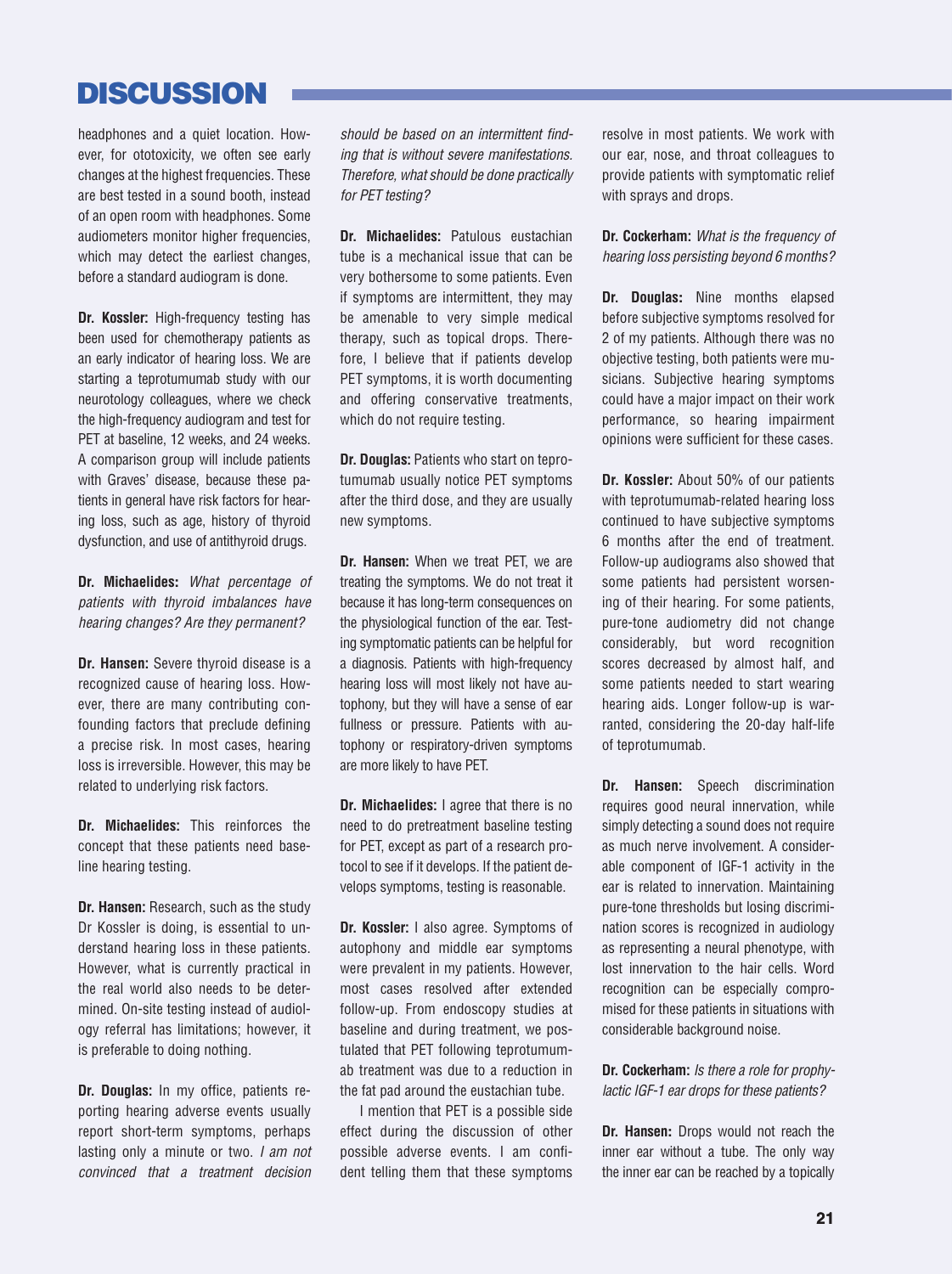# DISCUSSION

headphones and a quiet location. However, for ototoxicity, we often see early changes at the highest frequencies. These are best tested in a sound booth, instead of an open room with headphones. Some audiometers monitor higher frequencies, which may detect the earliest changes, before a standard audiogram is done.

**Dr. Kossler:** High-frequency testing has been used for chemotherapy patients as an early indicator of hearing loss. We are starting a teprotumumab study with our neurotology colleagues, where we check the high-frequency audiogram and test for PET at baseline, 12 weeks, and 24 weeks. A comparison group will include patients with Graves' disease, because these patients in general have risk factors for hearing loss, such as age, history of thyroid dysfunction, and use of antithyroid drugs.

**Dr. Michaelides:** *What percentage of patients with thyroid imbalances have hearing changes? Are they permanent?*

**Dr. Hansen:** Severe thyroid disease is a recognized cause of hearing loss. However, there are many contributing confounding factors that preclude defining a precise risk. In most cases, hearing loss is irreversible. However, this may be related to underlying risk factors.

**Dr. Michaelides:** This reinforces the concept that these patients need baseline hearing testing.

**Dr. Hansen:** Research, such as the study Dr Kossler is doing, is essential to understand hearing loss in these patients. However, what is currently practical in the real world also needs to be determined. On-site testing instead of audiology referral has limitations; however, it is preferable to doing nothing.

**Dr. Douglas:** In my office, patients reporting hearing adverse events usually report short-term symptoms, perhaps lasting only a minute or two. *I am not convinced that a treatment decision should be based on an intermittent finding that is without severe manifestations. Therefore, what should be done practically for PET testing?*

**Dr. Michaelides:** Patulous eustachian tube is a mechanical issue that can be very bothersome to some patients. Even if symptoms are intermittent, they may be amenable to very simple medical therapy, such as topical drops. Therefore, I believe that if patients develop PET symptoms, it is worth documenting and offering conservative treatments, which do not require testing.

**Dr. Douglas:** Patients who start on teprotumumab usually notice PET symptoms after the third dose, and they are usually new symptoms.

**Dr. Hansen:** When we treat PET, we are treating the symptoms. We do not treat it because it has long-term consequences on the physiological function of the ear. Testing symptomatic patients can be helpful for a diagnosis. Patients with high-frequency hearing loss will most likely not have autophony, but they will have a sense of ear fullness or pressure. Patients with autophony or respiratory-driven symptoms are more likely to have PET.

**Dr. Michaelides:** I agree that there is no need to do pretreatment baseline testing for PET, except as part of a research protocol to see if it develops. If the patient develops symptoms, testing is reasonable.

**Dr. Kossler:** I also agree. Symptoms of autophony and middle ear symptoms were prevalent in my patients. However, most cases resolved after extended follow-up. From endoscopy studies at baseline and during treatment, we postulated that PET following teprotumumab treatment was due to a reduction in the fat pad around the eustachian tube.

I mention that PET is a possible side effect during the discussion of other possible adverse events. I am confident telling them that these symptoms resolve in most patients. We work with our ear, nose, and throat colleagues to provide patients with symptomatic relief with sprays and drops.

**Dr. Cockerham:** *What is the frequency of hearing loss persisting beyond 6 months?*

**Dr. Douglas:** Nine months elapsed before subjective symptoms resolved for 2 of my patients. Although there was no objective testing, both patients were musicians. Subjective hearing symptoms could have a major impact on their work performance, so hearing impairment opinions were sufficient for these cases.

**Dr. Kossler:** About 50% of our patients with teprotumumab-related hearing loss continued to have subjective symptoms 6 months after the end of treatment. Follow-up audiograms also showed that some patients had persistent worsening of their hearing. For some patients, pure-tone audiometry did not change considerably, but word recognition scores decreased by almost half, and some patients needed to start wearing hearing aids. Longer follow-up is warranted, considering the 20-day half-life of teprotumumab.

**Dr. Hansen:** Speech discrimination requires good neural innervation, while simply detecting a sound does not require as much nerve involvement. A considerable component of IGF-1 activity in the ear is related to innervation. Maintaining pure-tone thresholds but losing discrimination scores is recognized in audiology as representing a neural phenotype, with lost innervation to the hair cells. Word recognition can be especially compromised for these patients in situations with considerable background noise.

**Dr. Cockerham:** *Is there a role for prophylactic IGF-1 ear drops for these patients?*

**Dr. Hansen:** Drops would not reach the inner ear without a tube. The only way the inner ear can be reached by a topically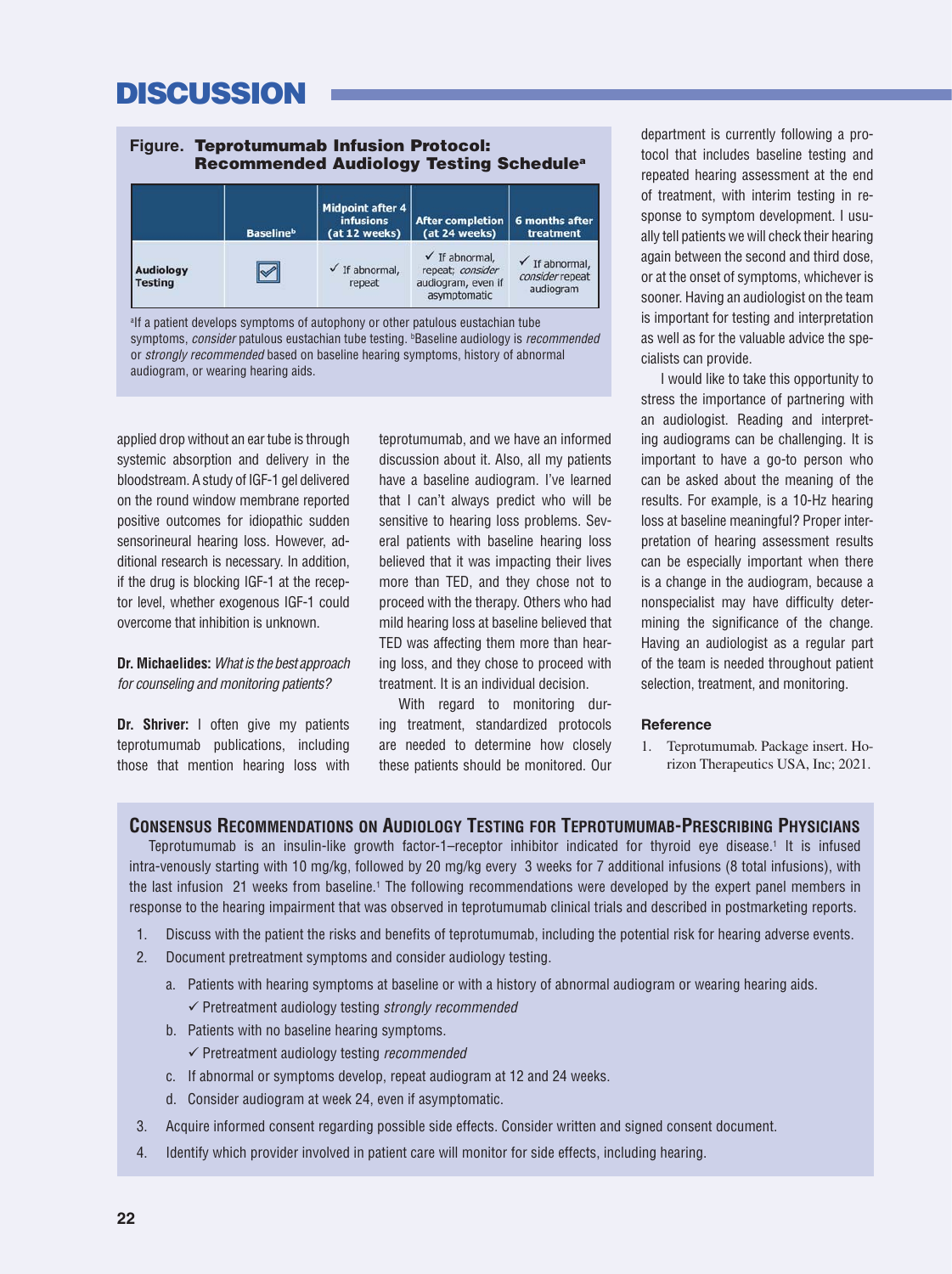# DISCUSSION

**Figure. Teprotumumab Infusion Protocol: Recommended Audiology Testing Schedule[a]**

| | Baseline[b] | Midpoint after 4 infusions (at 12 weeks) | After completion (at 24 weeks) | 6 months after treatment |
|---|---|---|---|---|
| **Audiology Testing** | ☑ | ✓ If abnormal, repeat | ✓ If abnormal, repeat; *consider* audiogram, even if asymptomatic | ✓ If abnormal, *consider* repeat audiogram |

[a]If a patient develops symptoms of autophony or other patulous eustachian tube symptoms, *consider* patulous eustachian tube testing. [b]Baseline audiology is *recommended* or *strongly recommended* based on baseline hearing symptoms, history of abnormal audiogram, or wearing hearing aids.

applied drop without an ear tube is through systemic absorption and delivery in the bloodstream. A study of IGF-1 gel delivered on the round window membrane reported positive outcomes for idiopathic sudden sensorineural hearing loss. However, additional research is necessary. In addition, if the drug is blocking IGF-1 at the receptor level, whether exogenous IGF-1 could overcome that inhibition is unknown.

**Dr. Michaelides:** *What is the best approach for counseling and monitoring patients?*

**Dr. Shriver:** I often give my patients teprotumumab publications, including those that mention hearing loss with teprotumumab, and we have an informed discussion about it. Also, all my patients have a baseline audiogram. I've learned that I can't always predict who will be sensitive to hearing loss problems. Several patients with baseline hearing loss believed that it was impacting their lives more than TED, and they chose not to proceed with the therapy. Others who had mild hearing loss at baseline believed that TED was affecting them more than hearing loss, and they chose to proceed with treatment. It is an individual decision.

With regard to monitoring during treatment, standardized protocols are needed to determine how closely these patients should be monitored. Our department is currently following a protocol that includes baseline testing and repeated hearing assessment at the end of treatment, with interim testing in response to symptom development. I usually tell patients we will check their hearing again between the second and third dose, or at the onset of symptoms, whichever is sooner. Having an audiologist on the team is important for testing and interpretation as well as for the valuable advice the specialists can provide.

I would like to take this opportunity to stress the importance of partnering with an audiologist. Reading and interpreting audiograms can be challenging. It is important to have a go-to person who can be asked about the meaning of the results. For example, is a 10-Hz hearing loss at baseline meaningful? Proper interpretation of hearing assessment results can be especially important when there is a change in the audiogram, because a nonspecialist may have difficulty determining the significance of the change. Having an audiologist as a regular part of the team is needed throughout patient selection, treatment, and monitoring.

### Reference

1. Teprotumumab. Package insert. Horizon Therapeutics USA, Inc; 2021.

## Consensus Recommendations on Audiology Testing for Teprotumumab-Prescribing Physicians

Teprotumumab is an insulin-like growth factor-1–receptor inhibitor indicated for thyroid eye disease.[1] It is infused intra-venously starting with 10 mg/kg, followed by 20 mg/kg every 3 weeks for 7 additional infusions (8 total infusions), with the last infusion 21 weeks from baseline.[1] The following recommendations were developed by the expert panel members in response to the hearing impairment that was observed in teprotumumab clinical trials and described in postmarketing reports.

1. Discuss with the patient the risks and benefits of teprotumumab, including the potential risk for hearing adverse events.
2. Document pretreatment symptoms and consider audiology testing.
   a. Patients with hearing symptoms at baseline or with a history of abnormal audiogram or wearing hearing aids.
      ✓ Pretreatment audiology testing *strongly recommended*
   b. Patients with no baseline hearing symptoms.
      ✓ Pretreatment audiology testing *recommended*
   c. If abnormal or symptoms develop, repeat audiogram at 12 and 24 weeks.
   d. Consider audiogram at week 24, even if asymptomatic.
3. Acquire informed consent regarding possible side effects. Consider written and signed consent document.
4. Identify which provider involved in patient care will monitor for side effects, including hearing.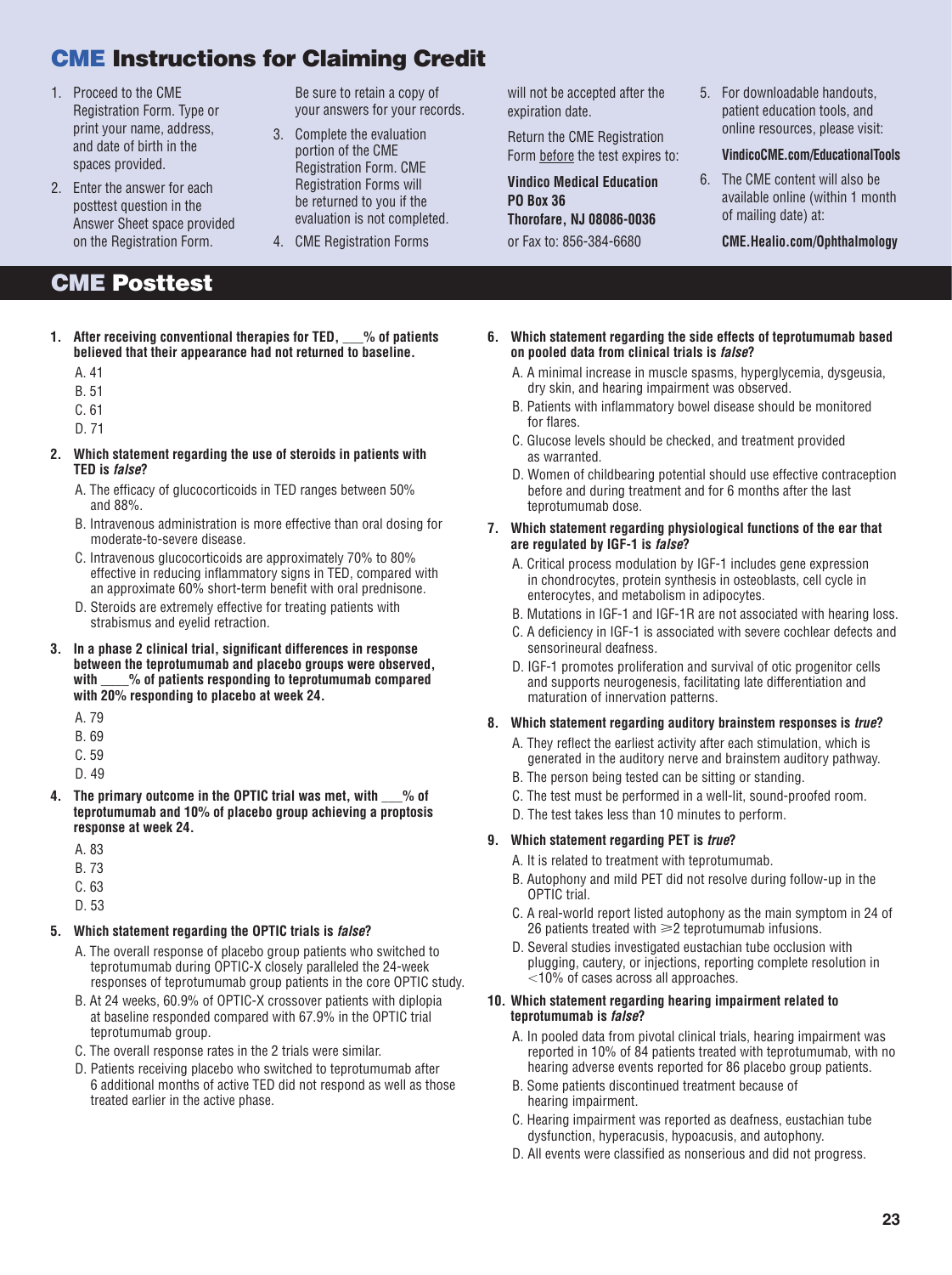## CME Instructions for Claiming Credit

1. Proceed to the CME Registration Form. Type or print your name, address, and date of birth in the spaces provided.
2. Enter the answer for each posttest question in the Answer Sheet space provided on the Registration Form. Be sure to retain a copy of your answers for your records.
3. Complete the evaluation portion of the CME Registration Form. CME Registration Forms will be returned to you if the evaluation is not completed.
4. CME Registration Forms will not be accepted after the expiration date.

   Return the CME Registration Form before the test expires to:

   **Vindico Medical Education**
   **PO Box 36**
   **Thorofare, NJ 08086-0036**
   or Fax to: 856-384-6680
5. For downloadable handouts, patient education tools, and online resources, please visit:

   **VindicoCME.com/EducationalTools**
6. The CME content will also be available online (within 1 month of mailing date) at:

   **CME.Healio.com/Ophthalmology**

## CME Posttest

**1. After receiving conventional therapies for TED, ___% of patients believed that their appearance had not returned to baseline.**

A. 41
B. 51
C. 61
D. 71

**2. Which statement regarding the use of steroids in patients with TED is *false*?**

A. The efficacy of glucocorticoids in TED ranges between 50% and 88%.
B. Intravenous administration is more effective than oral dosing for moderate-to-severe disease.
C. Intravenous glucocorticoids are approximately 70% to 80% effective in reducing inflammatory signs in TED, compared with an approximate 60% short-term benefit with oral prednisone.
D. Steroids are extremely effective for treating patients with strabismus and eyelid retraction.

**3. In a phase 2 clinical trial, significant differences in response between the teprotumumab and placebo groups were observed, with ____% of patients responding to teprotumumab compared with 20% responding to placebo at week 24.**

A. 79
B. 69
C. 59
D. 49

**4. The primary outcome in the OPTIC trial was met, with ___% of teprotumumab and 10% of placebo group achieving a proptosis response at week 24.**

A. 83
B. 73
C. 63
D. 53

**5. Which statement regarding the OPTIC trials is *false*?**

A. The overall response of placebo group patients who switched to teprotumumab during OPTIC-X closely paralleled the 24-week responses of teprotumumab group patients in the core OPTIC study.
B. At 24 weeks, 60.9% of OPTIC-X crossover patients with diplopia at baseline responded compared with 67.9% in the OPTIC trial teprotumumab group.
C. The overall response rates in the 2 trials were similar.
D. Patients receiving placebo who switched to teprotumumab after 6 additional months of active TED did not respond as well as those treated earlier in the active phase.

**6. Which statement regarding the side effects of teprotumumab based on pooled data from clinical trials is *false*?**

A. A minimal increase in muscle spasms, hyperglycemia, dysgeusia, dry skin, and hearing impairment was observed.
B. Patients with inflammatory bowel disease should be monitored for flares.
C. Glucose levels should be checked, and treatment provided as warranted.
D. Women of childbearing potential should use effective contraception before and during treatment and for 6 months after the last teprotumumab dose.

**7. Which statement regarding physiological functions of the ear that are regulated by IGF-1 is *false*?**

A. Critical process modulation by IGF-1 includes gene expression in chondrocytes, protein synthesis in osteoblasts, cell cycle in enterocytes, and metabolism in adipocytes.
B. Mutations in IGF-1 and IGF-1R are not associated with hearing loss.
C. A deficiency in IGF-1 is associated with severe cochlear defects and sensorineural deafness.
D. IGF-1 promotes proliferation and survival of otic progenitor cells and supports neurogenesis, facilitating late differentiation and maturation of innervation patterns.

**8. Which statement regarding auditory brainstem responses is *true*?**

A. They reflect the earliest activity after each stimulation, which is generated in the auditory nerve and brainstem auditory pathway.
B. The person being tested can be sitting or standing.
C. The test must be performed in a well-lit, sound-proofed room.
D. The test takes less than 10 minutes to perform.

**9. Which statement regarding PET is *true*?**

A. It is related to treatment with teprotumumab.
B. Autophony and mild PET did not resolve during follow-up in the OPTIC trial.
C. A real-world report listed autophony as the main symptom in 24 of 26 patients treated with ≥2 teprotumumab infusions.
D. Several studies investigated eustachian tube occlusion with plugging, cautery, or injections, reporting complete resolution in <10% of cases across all approaches.

**10. Which statement regarding hearing impairment related to teprotumumab is *false*?**

A. In pooled data from pivotal clinical trials, hearing impairment was reported in 10% of 84 patients treated with teprotumumab, with no hearing adverse events reported for 86 placebo group patients.
B. Some patients discontinued treatment because of hearing impairment.
C. Hearing impairment was reported as deafness, eustachian tube dysfunction, hyperacusis, hypoacusis, and autophony.
D. All events were classified as nonserious and did not progress.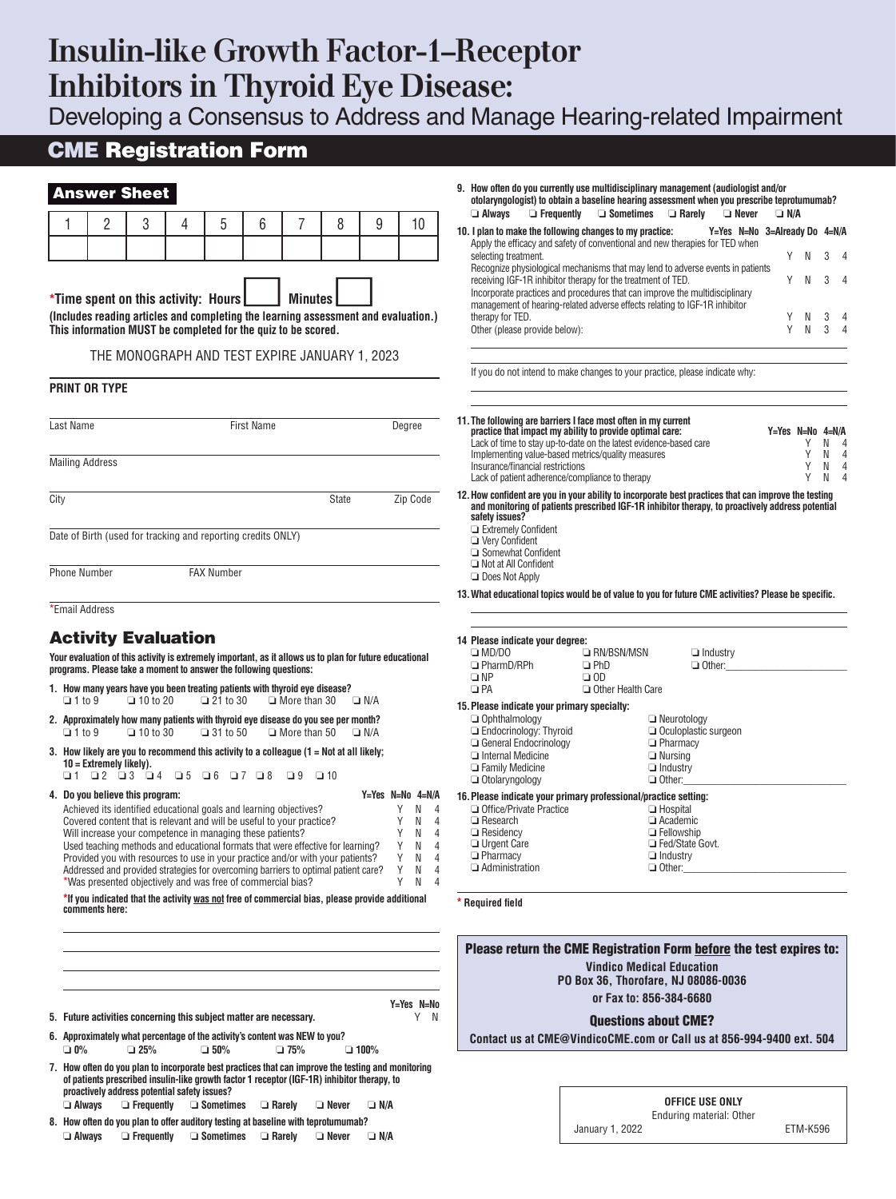# Insulin-like Growth Factor-1–Receptor Inhibitors in Thyroid Eye Disease:

Developing a Consensus to Address and Manage Hearing-related Impairment

## CME Registration Form

### Answer Sheet

| 1 | 2 | 3 | 4 | 5 | 6 | 7 | 8 | 9 | 10 |
|---|---|---|---|---|---|---|---|---|---|
| | | | | | | | | | |

***Time spent on this activity: Hours ____ Minutes ____**

**(Includes reading articles and completing the learning assessment and evaluation.) This information MUST be completed for the quiz to be scored.**

THE MONOGRAPH AND TEST EXPIRE JANUARY 1, 2023

**PRINT OR TYPE**

Last Name | First Name | Degree

Mailing Address

City | State | Zip Code

Date of Birth (used for tracking and reporting credits ONLY)

Phone Number | FAX Number

*Email Address

### Activity Evaluation

**Your evaluation of this activity is extremely important, as it allows us to plan for future educational programs. Please take a moment to answer the following questions:**

**1. How many years have you been treating patients with thyroid eye disease?**
❑ 1 to 9 ❑ 10 to 20 ❑ 21 to 30 ❑ More than 30 ❑ N/A

**2. Approximately how many patients with thyroid eye disease do you see per month?**
❑ 1 to 9 ❑ 10 to 30 ❑ 31 to 50 ❑ More than 50 ❑ N/A

**3. How likely are you to recommend this activity to a colleague (1 = Not at all likely; 10 = Extremely likely).**
❑ 1 ❑ 2 ❑ 3 ❑ 4 ❑ 5 ❑ 6 ❑ 7 ❑ 8 ❑ 9 ❑ 10

**4. Do you believe this program:**

| | Y=Yes | N=No | 4=N/A |
|---|---|---|---|
| Achieved its identified educational goals and learning objectives? | Y | N | 4 |
| Covered content that is relevant and will be useful to your practice? | Y | N | 4 |
| Will increase your competence in managing these patients? | Y | N | 4 |
| Used teaching methods and educational formats that were effective for learning? | Y | N | 4 |
| Provided you with resources to use in your practice and/or with your patients? | Y | N | 4 |
| Addressed and provided strategies for overcoming barriers to optimal patient care? | Y | N | 4 |
| *Was presented objectively and was free of commercial bias? | Y | N | 4 |

***If you indicated that the activity was not free of commercial bias, please provide additional comments here:**

**5. Future activities concerning this subject matter are necessary.** (Y=Yes N=No) Y N

**6. Approximately what percentage of the activity's content was NEW to you?**
❑ 0% ❑ 25% ❑ 50% ❑ 75% ❑ 100%

**7. How often do you plan to incorporate best practices that can improve the testing and monitoring of patients prescribed insulin-like growth factor 1 receptor (IGF-1R) inhibitor therapy, to proactively address potential safety issues?**
❑ Always ❑ Frequently ❑ Sometimes ❑ Rarely ❑ Never ❑ N/A

**8. How often do you plan to offer auditory testing at baseline with teprotumumab?**
❑ Always ❑ Frequently ❑ Sometimes ❑ Rarely ❑ Never ❑ N/A

**9. How often do you currently use multidisciplinary management (audiologist and/or otolaryngologist) to obtain a baseline hearing assessment when you prescribe teprotumumab?**
❑ Always ❑ Frequently ❑ Sometimes ❑ Rarely ❑ Never ❑ N/A

**10. I plan to make the following changes to my practice:**

| | Y=Yes | N=No | 3=Already Do | 4=N/A |
|---|---|---|---|---|
| Apply the efficacy and safety of conventional and new therapies for TED when selecting treatment. | Y | N | 3 | 4 |
| Recognize physiological mechanisms that may lend to adverse events in patients receiving IGF-1R inhibitor therapy for the treatment of TED. | Y | N | 3 | 4 |
| Incorporate practices and procedures that can improve the multidisciplinary management of hearing-related adverse effects relating to IGF-1R inhibitor therapy for TED. | Y | N | 3 | 4 |
| Other (please provide below): | Y | N | 3 | 4 |

If you do not intend to make changes to your practice, please indicate why:

**11. The following are barriers I face most often in my current practice that impact my ability to provide optimal care:**

| | Y=Yes | N=No | 4=N/A |
|---|---|---|---|
| Lack of time to stay up-to-date on the latest evidence-based care | Y | N | 4 |
| Implementing value-based metrics/quality measures | Y | N | 4 |
| Insurance/financial restrictions | Y | N | 4 |
| Lack of patient adherence/compliance to therapy | Y | N | 4 |

**12. How confident are you in your ability to incorporate best practices that can improve the testing and monitoring of patients prescribed IGF-1R inhibitor therapy, to proactively address potential safety issues?**
❑ Extremely Confident
❑ Very Confident
❑ Somewhat Confident
❑ Not at All Confident
❑ Does Not Apply

**13. What educational topics would be of value to you for future CME activities? Please be specific.**

**14 Please indicate your degree:**
❑ MD/DO ❑ RN/BSN/MSN ❑ Industry
❑ PharmD/RPh ❑ PhD ❑ Other:
❑ NP ❑ OD
❑ PA ❑ Other Health Care

**15. Please indicate your primary specialty:**
❑ Ophthalmology ❑ Neurotology
❑ Endocrinology: Thyroid ❑ Oculoplastic surgeon
❑ General Endocrinology ❑ Pharmacy
❑ Internal Medicine ❑ Nursing
❑ Family Medicine ❑ Industry
❑ Otolaryngology ❑ Other:

**16. Please indicate your primary professional/practice setting:**
❑ Office/Private Practice ❑ Hospital
❑ Research ❑ Academic
❑ Residency ❑ Fellowship
❑ Urgent Care ❑ Fed/State Govt.
❑ Pharmacy ❑ Industry
❑ Administration ❑ Other:

**\* Required field**

**Please return the CME Registration Form before the test expires to:**
**Vindico Medical Education**
**PO Box 36, Thorofare, NJ 08086-0036**
**or Fax to: 856-384-6680**

**Questions about CME?**
**Contact us at CME@VindicoCME.com or Call us at 856-994-9400 ext. 504**

**OFFICE USE ONLY**
Enduring material: Other
January 1, 2022 ETM-K596